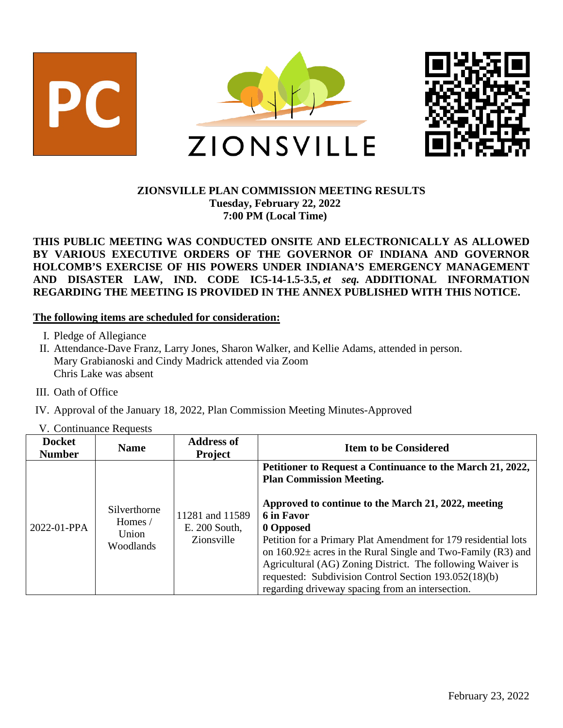PC

ZIONSVILLE

# ZIONSVILLE PLAN COMMISSION MEETING RESULTS

**Tuesday, February 22, 2022**
**7:00 PM (Local Time)**

**THIS PUBLIC MEETING WAS CONDUCTED ONSITE AND ELECTRONICALLY AS ALLOWED BY VARIOUS EXECUTIVE ORDERS OF THE GOVERNOR OF INDIANA AND GOVERNOR HOLCOMB'S EXERCISE OF HIS POWERS UNDER INDIANA'S EMERGENCY MANAGEMENT AND DISASTER LAW, IND. CODE IC5-14-1.5-3.5, *et seq.* ADDITIONAL INFORMATION REGARDING THE MEETING IS PROVIDED IN THE ANNEX PUBLISHED WITH THIS NOTICE.**

**The following items are scheduled for consideration:**

I. Pledge of Allegiance

II. Attendance-Dave Franz, Larry Jones, Sharon Walker, and Kellie Adams, attended in person.
Mary Grabianoski and Cindy Madrick attended via Zoom
Chris Lake was absent

III. Oath of Office

IV. Approval of the January 18, 2022, Plan Commission Meeting Minutes-Approved

V. Continuance Requests

| Docket Number | Name | Address of Project | Item to be Considered |
|---|---|---|---|
| 2022-01-PPA | Silverthorne Homes / Union Woodlands | 11281 and 11589 E. 200 South, Zionsville | **Petitioner to Request a Continuance to the March 21, 2022, Plan Commission Meeting.**<br><br>**Approved to continue to the March 21, 2022, meeting**<br>**6 in Favor**<br>**0 Opposed**<br>Petition for a Primary Plat Amendment for 179 residential lots on 160.92± acres in the Rural Single and Two-Family (R3) and Agricultural (AG) Zoning District. The following Waiver is requested: Subdivision Control Section 193.052(18)(b) regarding driveway spacing from an intersection. |

February 23, 2022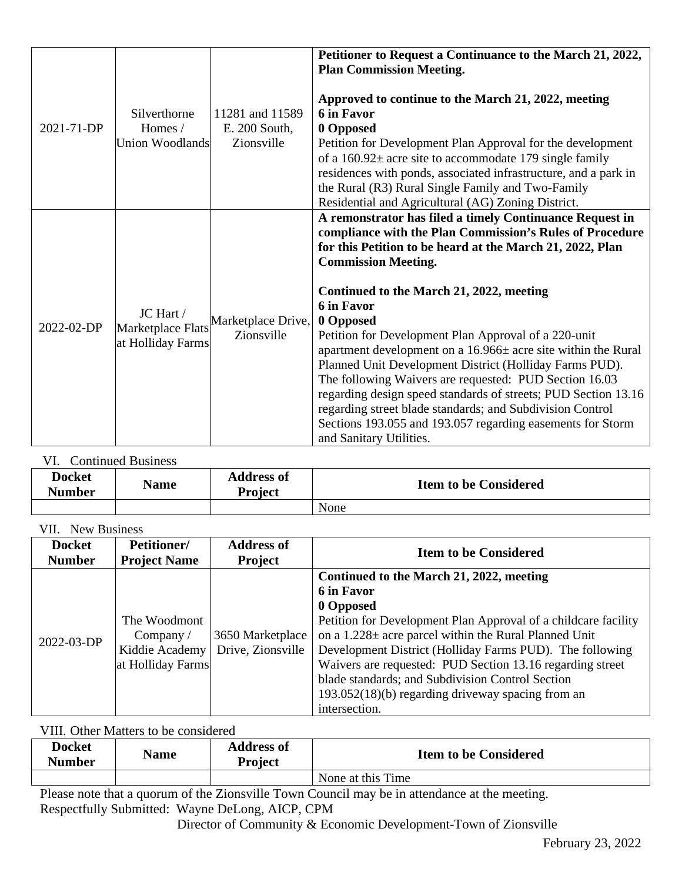| | | | |
|---|---|---|---|
| 2021-71-DP | Silverthorne Homes / Union Woodlands | 11281 and 11589 E. 200 South, Zionsville | **Petitioner to Request a Continuance to the March 21, 2022, Plan Commission Meeting.**<br><br>**Approved to continue to the March 21, 2022, meeting**<br>**6 in Favor**<br>**0 Opposed**<br>Petition for Development Plan Approval for the development of a 160.92± acre site to accommodate 179 single family residences with ponds, associated infrastructure, and a park in the Rural (R3) Rural Single Family and Two-Family Residential and Agricultural (AG) Zoning District. |
| 2022-02-DP | JC Hart / Marketplace Flats at Holliday Farms | Marketplace Drive, Zionsville | **A remonstrator has filed a timely Continuance Request in compliance with the Plan Commission's Rules of Procedure for this Petition to be heard at the March 21, 2022, Plan Commission Meeting.**<br><br>**Continued to the March 21, 2022, meeting**<br>**6 in Favor**<br>**0 Opposed**<br>Petition for Development Plan Approval of a 220-unit apartment development on a 16.966± acre site within the Rural Planned Unit Development District (Holliday Farms PUD). The following Waivers are requested: PUD Section 16.03 regarding design speed standards of streets; PUD Section 13.16 regarding street blade standards; and Subdivision Control Sections 193.055 and 193.057 regarding easements for Storm and Sanitary Utilities. |

VI. Continued Business

| Docket Number | Name | Address of Project | Item to be Considered |
|---|---|---|---|
| | | | None |

VII. New Business

| Docket Number | Petitioner/ Project Name | Address of Project | Item to be Considered |
|---|---|---|---|
| 2022-03-DP | The Woodmont Company / Kiddie Academy at Holliday Farms | 3650 Marketplace Drive, Zionsville | **Continued to the March 21, 2022, meeting**<br>**6 in Favor**<br>**0 Opposed**<br>Petition for Development Plan Approval of a childcare facility on a 1.228± acre parcel within the Rural Planned Unit Development District (Holliday Farms PUD). The following Waivers are requested: PUD Section 13.16 regarding street blade standards; and Subdivision Control Section 193.052(18)(b) regarding driveway spacing from an intersection. |

VIII. Other Matters to be considered

| Docket Number | Name | Address of Project | Item to be Considered |
|---|---|---|---|
| | | | None at this Time |

Please note that a quorum of the Zionsville Town Council may be in attendance at the meeting.

Respectfully Submitted: Wayne DeLong, AICP, CPM
Director of Community & Economic Development-Town of Zionsville

February 23, 2022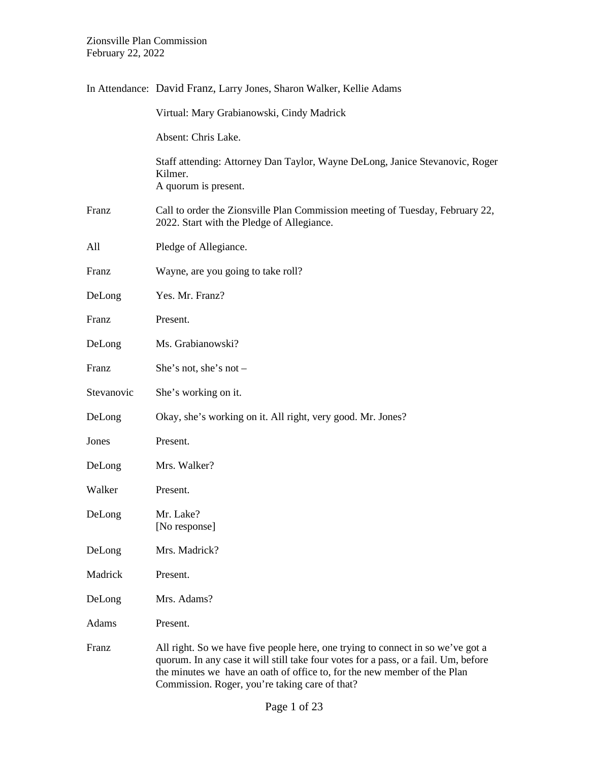Zionsville Plan Commission
February 22, 2022

| | |
|---|---|
| In Attendance: | David Franz, Larry Jones, Sharon Walker, Kellie Adams |
| | Virtual: Mary Grabianowski, Cindy Madrick |
| | Absent: Chris Lake. |
| | Staff attending: Attorney Dan Taylor, Wayne DeLong, Janice Stevanovic, Roger Kilmer. A quorum is present. |
| Franz | Call to order the Zionsville Plan Commission meeting of Tuesday, February 22, 2022. Start with the Pledge of Allegiance. |
| All | Pledge of Allegiance. |
| Franz | Wayne, are you going to take roll? |
| DeLong | Yes. Mr. Franz? |
| Franz | Present. |
| DeLong | Ms. Grabianowski? |
| Franz | She's not, she's not – |
| Stevanovic | She's working on it. |
| DeLong | Okay, she's working on it. All right, very good. Mr. Jones? |
| Jones | Present. |
| DeLong | Mrs. Walker? |
| Walker | Present. |
| DeLong | Mr. Lake? [No response] |
| DeLong | Mrs. Madrick? |
| Madrick | Present. |
| DeLong | Mrs. Adams? |
| Adams | Present. |
| Franz | All right. So we have five people here, one trying to connect in so we've got a quorum. In any case it will still take four votes for a pass, or a fail. Um, before the minutes we have an oath of office to, for the new member of the Plan Commission. Roger, you're taking care of that? |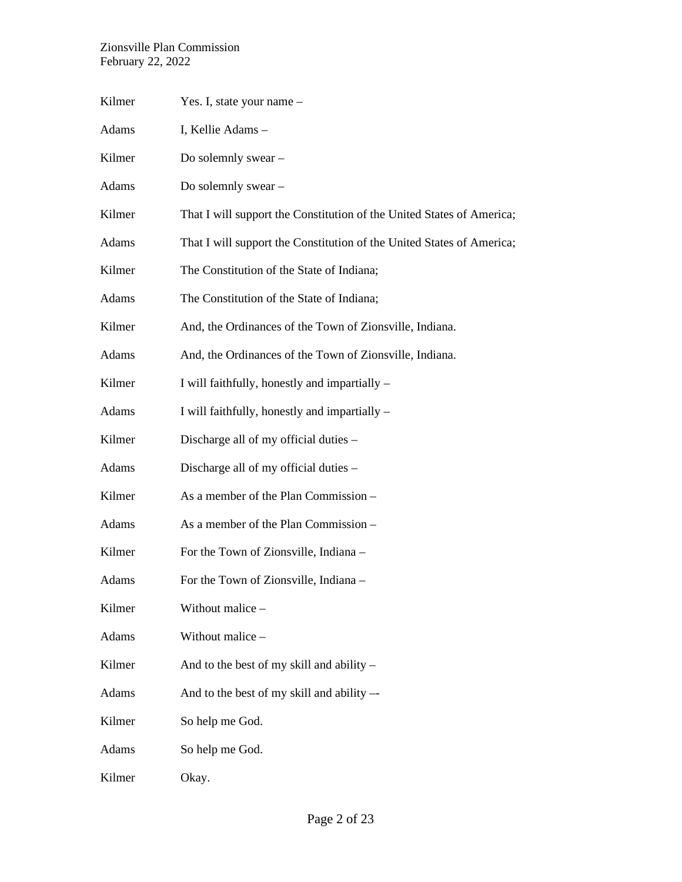Kilmer Yes. I, state your name –

Adams I, Kellie Adams –

Kilmer Do solemnly swear –

Adams Do solemnly swear –

Kilmer That I will support the Constitution of the United States of America;

Adams That I will support the Constitution of the United States of America;

Kilmer The Constitution of the State of Indiana;

Adams The Constitution of the State of Indiana;

Kilmer And, the Ordinances of the Town of Zionsville, Indiana.

Adams And, the Ordinances of the Town of Zionsville, Indiana.

Kilmer I will faithfully, honestly and impartially –

Adams I will faithfully, honestly and impartially –

Kilmer Discharge all of my official duties –

Adams Discharge all of my official duties –

Kilmer As a member of the Plan Commission –

Adams As a member of the Plan Commission –

Kilmer For the Town of Zionsville, Indiana –

Adams For the Town of Zionsville, Indiana –

Kilmer Without malice –

Adams Without malice –

Kilmer And to the best of my skill and ability –

Adams And to the best of my skill and ability –-

Kilmer So help me God.

Adams So help me God.

Kilmer Okay.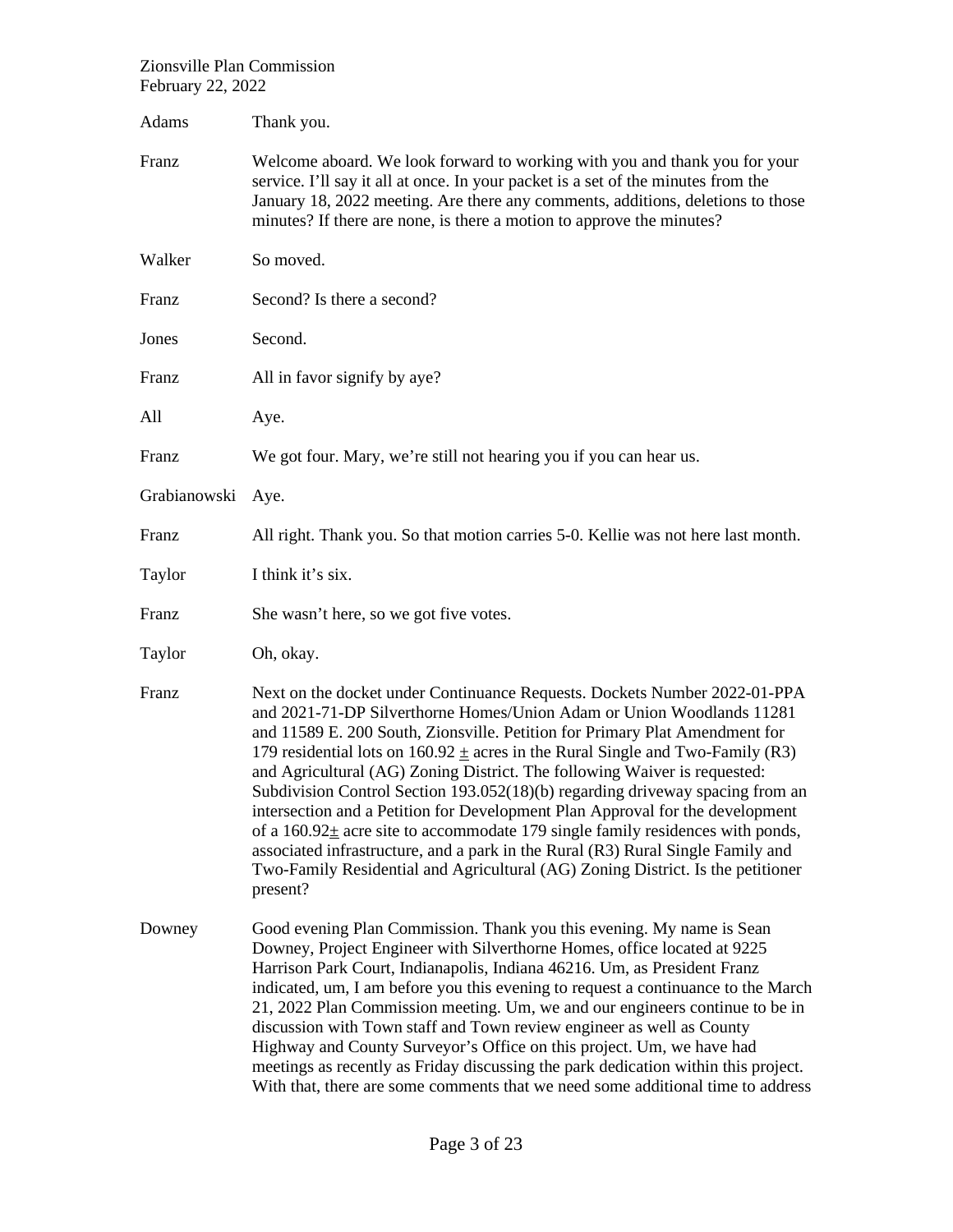| | |
|---|---|
| Adams | Thank you. |
| Franz | Welcome aboard. We look forward to working with you and thank you for your service. I'll say it all at once. In your packet is a set of the minutes from the January 18, 2022 meeting. Are there any comments, additions, deletions to those minutes? If there are none, is there a motion to approve the minutes? |
| Walker | So moved. |
| Franz | Second? Is there a second? |
| Jones | Second. |
| Franz | All in favor signify by aye? |
| All | Aye. |
| Franz | We got four. Mary, we're still not hearing you if you can hear us. |
| Grabianowski | Aye. |
| Franz | All right. Thank you. So that motion carries 5-0. Kellie was not here last month. |
| Taylor | I think it's six. |
| Franz | She wasn't here, so we got five votes. |
| Taylor | Oh, okay. |
| Franz | Next on the docket under Continuance Requests. Dockets Number 2022-01-PPA and 2021-71-DP Silverthorne Homes/Union Adam or Union Woodlands 11281 and 11589 E. 200 South, Zionsville. Petition for Primary Plat Amendment for 179 residential lots on 160.92 ± acres in the Rural Single and Two-Family (R3) and Agricultural (AG) Zoning District. The following Waiver is requested: Subdivision Control Section 193.052(18)(b) regarding driveway spacing from an intersection and a Petition for Development Plan Approval for the development of a 160.92± acre site to accommodate 179 single family residences with ponds, associated infrastructure, and a park in the Rural (R3) Rural Single Family and Two-Family Residential and Agricultural (AG) Zoning District. Is the petitioner present? |
| Downey | Good evening Plan Commission. Thank you this evening. My name is Sean Downey, Project Engineer with Silverthorne Homes, office located at 9225 Harrison Park Court, Indianapolis, Indiana 46216. Um, as President Franz indicated, um, I am before you this evening to request a continuance to the March 21, 2022 Plan Commission meeting. Um, we and our engineers continue to be in discussion with Town staff and Town review engineer as well as County Highway and County Surveyor's Office on this project. Um, we have had meetings as recently as Friday discussing the park dedication within this project. With that, there are some comments that we need some additional time to address |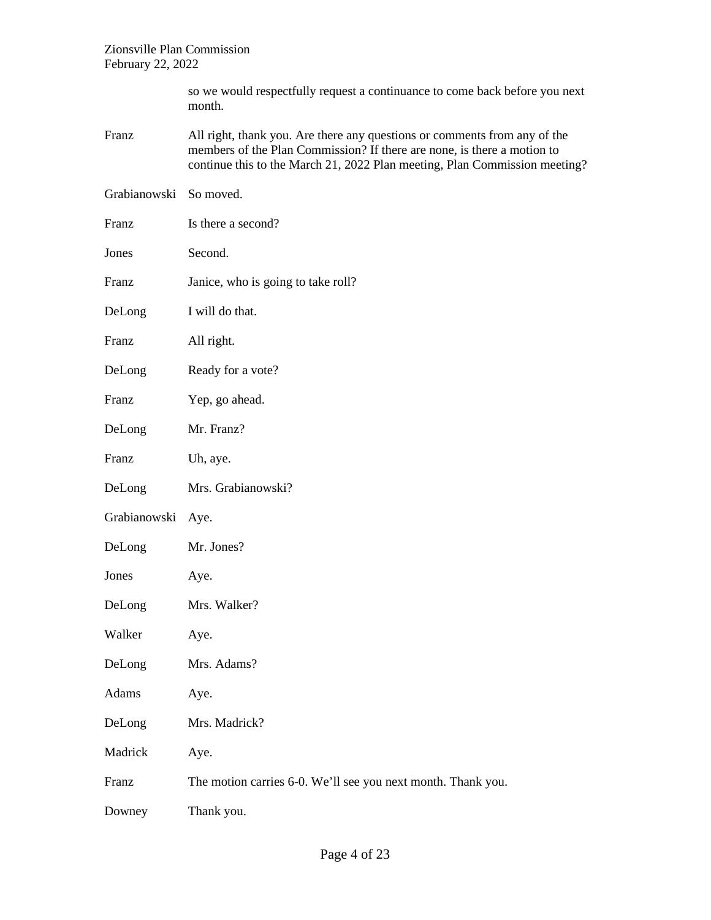so we would respectfully request a continuance to come back before you next month.

| | |
|---|---|
| Franz | All right, thank you. Are there any questions or comments from any of the members of the Plan Commission? If there are none, is there a motion to continue this to the March 21, 2022 Plan meeting, Plan Commission meeting? |
| Grabianowski | So moved. |
| Franz | Is there a second? |
| Jones | Second. |
| Franz | Janice, who is going to take roll? |
| DeLong | I will do that. |
| Franz | All right. |
| DeLong | Ready for a vote? |
| Franz | Yep, go ahead. |
| DeLong | Mr. Franz? |
| Franz | Uh, aye. |
| DeLong | Mrs. Grabianowski? |
| Grabianowski | Aye. |
| DeLong | Mr. Jones? |
| Jones | Aye. |
| DeLong | Mrs. Walker? |
| Walker | Aye. |
| DeLong | Mrs. Adams? |
| Adams | Aye. |
| DeLong | Mrs. Madrick? |
| Madrick | Aye. |
| Franz | The motion carries 6-0. We'll see you next month. Thank you. |
| Downey | Thank you. |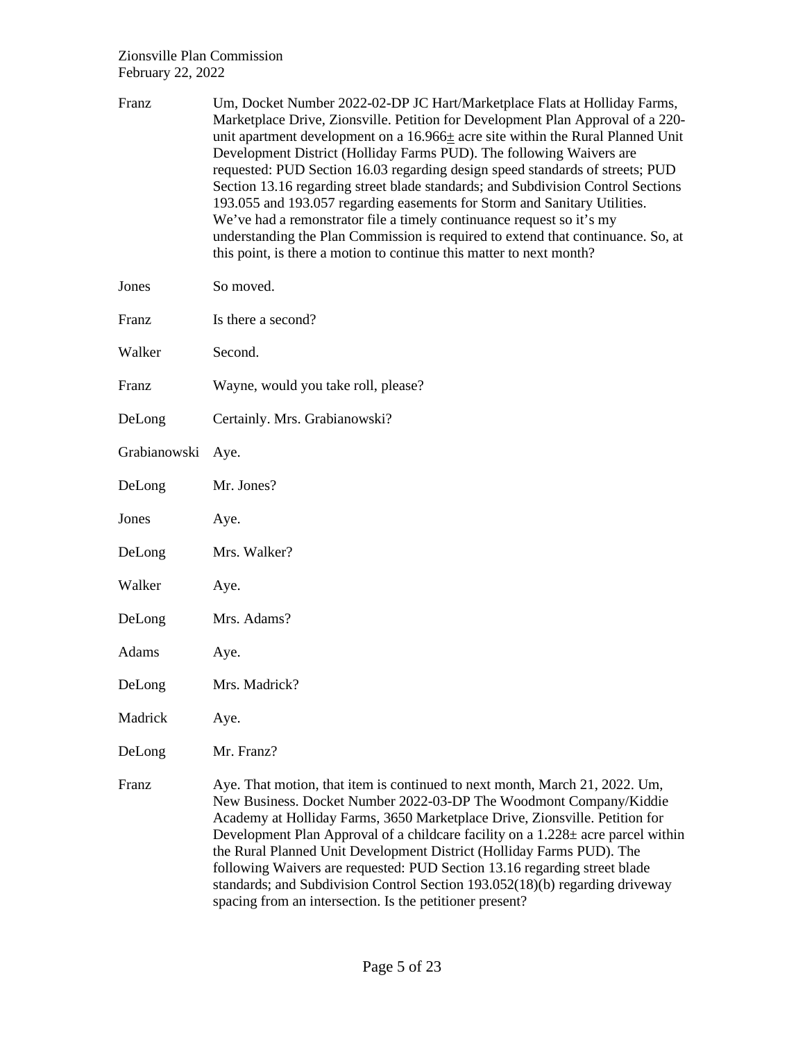| | |
|---|---|
| Franz | Um, Docket Number 2022-02-DP JC Hart/Marketplace Flats at Holliday Farms, Marketplace Drive, Zionsville. Petition for Development Plan Approval of a 220-unit apartment development on a 16.966± acre site within the Rural Planned Unit Development District (Holliday Farms PUD). The following Waivers are requested: PUD Section 16.03 regarding design speed standards of streets; PUD Section 13.16 regarding street blade standards; and Subdivision Control Sections 193.055 and 193.057 regarding easements for Storm and Sanitary Utilities. We've had a remonstrator file a timely continuance request so it's my understanding the Plan Commission is required to extend that continuance. So, at this point, is there a motion to continue this matter to next month? |
| Jones | So moved. |
| Franz | Is there a second? |
| Walker | Second. |
| Franz | Wayne, would you take roll, please? |
| DeLong | Certainly. Mrs. Grabianowski? |
| Grabianowski | Aye. |
| DeLong | Mr. Jones? |
| Jones | Aye. |
| DeLong | Mrs. Walker? |
| Walker | Aye. |
| DeLong | Mrs. Adams? |
| Adams | Aye. |
| DeLong | Mrs. Madrick? |
| Madrick | Aye. |
| DeLong | Mr. Franz? |
| Franz | Aye. That motion, that item is continued to next month, March 21, 2022. Um, New Business. Docket Number 2022-03-DP The Woodmont Company/Kiddie Academy at Holliday Farms, 3650 Marketplace Drive, Zionsville. Petition for Development Plan Approval of a childcare facility on a 1.228± acre parcel within the Rural Planned Unit Development District (Holliday Farms PUD). The following Waivers are requested: PUD Section 13.16 regarding street blade standards; and Subdivision Control Section 193.052(18)(b) regarding driveway spacing from an intersection. Is the petitioner present? |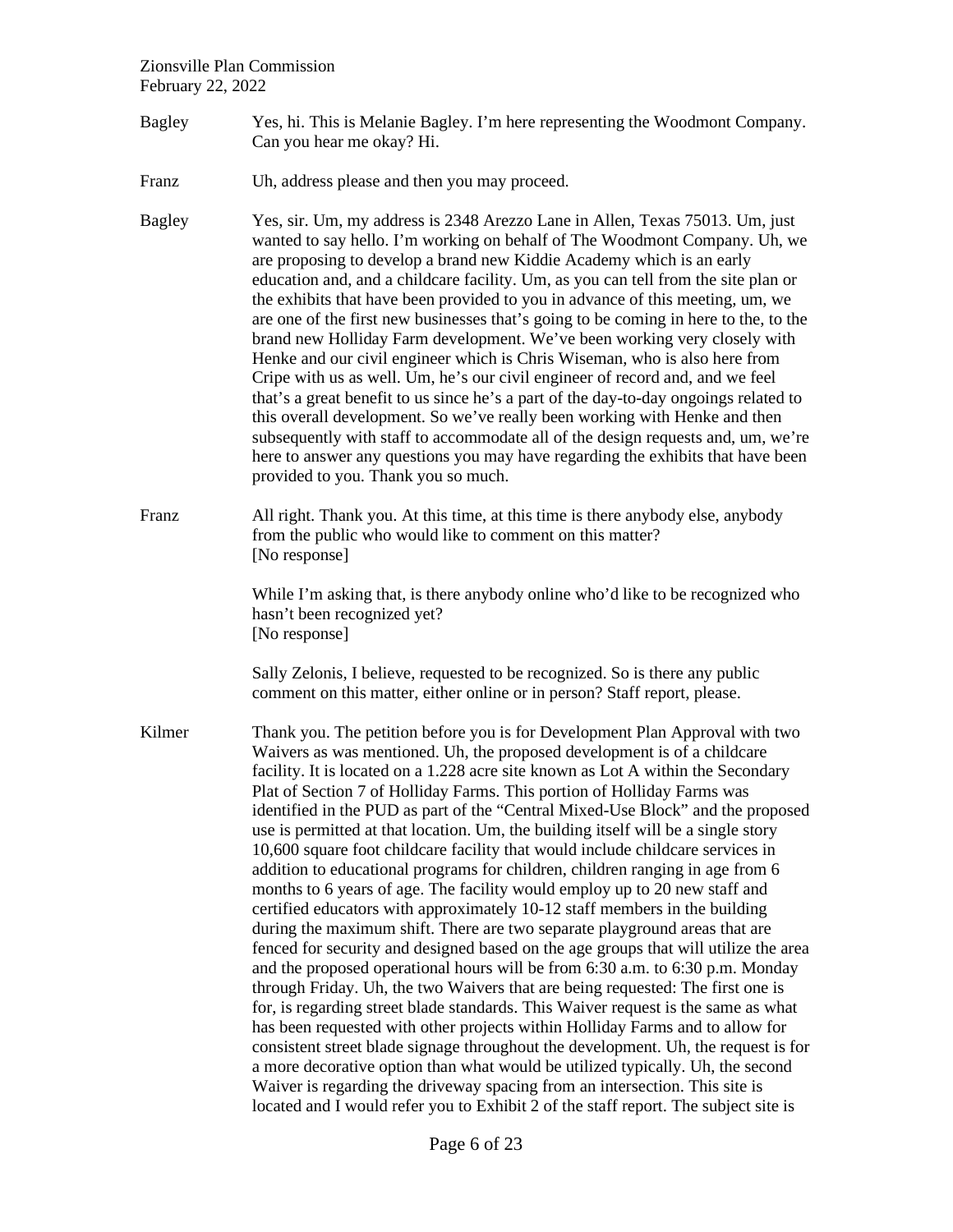Bagley Yes, hi. This is Melanie Bagley. I'm here representing the Woodmont Company. Can you hear me okay? Hi.

Franz Uh, address please and then you may proceed.

Bagley Yes, sir. Um, my address is 2348 Arezzo Lane in Allen, Texas 75013. Um, just wanted to say hello. I'm working on behalf of The Woodmont Company. Uh, we are proposing to develop a brand new Kiddie Academy which is an early education and, and a childcare facility. Um, as you can tell from the site plan or the exhibits that have been provided to you in advance of this meeting, um, we are one of the first new businesses that's going to be coming in here to the, to the brand new Holliday Farm development. We've been working very closely with Henke and our civil engineer which is Chris Wiseman, who is also here from Cripe with us as well. Um, he's our civil engineer of record and, and we feel that's a great benefit to us since he's a part of the day-to-day ongoings related to this overall development. So we've really been working with Henke and then subsequently with staff to accommodate all of the design requests and, um, we're here to answer any questions you may have regarding the exhibits that have been provided to you. Thank you so much.

Franz All right. Thank you. At this time, at this time is there anybody else, anybody from the public who would like to comment on this matter?
[No response]

While I'm asking that, is there anybody online who'd like to be recognized who hasn't been recognized yet?
[No response]

Sally Zelonis, I believe, requested to be recognized. So is there any public comment on this matter, either online or in person? Staff report, please.

Kilmer Thank you. The petition before you is for Development Plan Approval with two Waivers as was mentioned. Uh, the proposed development is of a childcare facility. It is located on a 1.228 acre site known as Lot A within the Secondary Plat of Section 7 of Holliday Farms. This portion of Holliday Farms was identified in the PUD as part of the "Central Mixed-Use Block" and the proposed use is permitted at that location. Um, the building itself will be a single story 10,600 square foot childcare facility that would include childcare services in addition to educational programs for children, children ranging in age from 6 months to 6 years of age. The facility would employ up to 20 new staff and certified educators with approximately 10-12 staff members in the building during the maximum shift. There are two separate playground areas that are fenced for security and designed based on the age groups that will utilize the area and the proposed operational hours will be from 6:30 a.m. to 6:30 p.m. Monday through Friday. Uh, the two Waivers that are being requested: The first one is for, is regarding street blade standards. This Waiver request is the same as what has been requested with other projects within Holliday Farms and to allow for consistent street blade signage throughout the development. Uh, the request is for a more decorative option than what would be utilized typically. Uh, the second Waiver is regarding the driveway spacing from an intersection. This site is located and I would refer you to Exhibit 2 of the staff report. The subject site is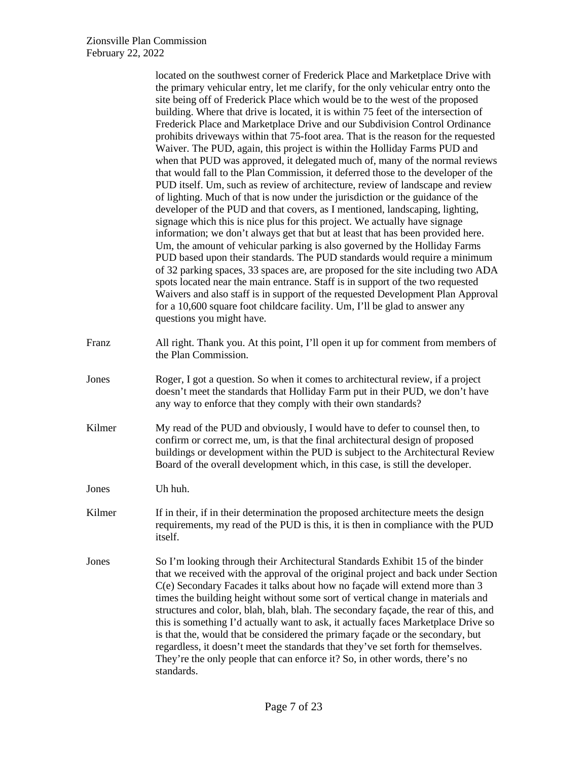located on the southwest corner of Frederick Place and Marketplace Drive with the primary vehicular entry, let me clarify, for the only vehicular entry onto the site being off of Frederick Place which would be to the west of the proposed building. Where that drive is located, it is within 75 feet of the intersection of Frederick Place and Marketplace Drive and our Subdivision Control Ordinance prohibits driveways within that 75-foot area. That is the reason for the requested Waiver. The PUD, again, this project is within the Holliday Farms PUD and when that PUD was approved, it delegated much of, many of the normal reviews that would fall to the Plan Commission, it deferred those to the developer of the PUD itself. Um, such as review of architecture, review of landscape and review of lighting. Much of that is now under the jurisdiction or the guidance of the developer of the PUD and that covers, as I mentioned, landscaping, lighting, signage which this is nice plus for this project. We actually have signage information; we don't always get that but at least that has been provided here. Um, the amount of vehicular parking is also governed by the Holliday Farms PUD based upon their standards. The PUD standards would require a minimum of 32 parking spaces, 33 spaces are, are proposed for the site including two ADA spots located near the main entrance. Staff is in support of the two requested Waivers and also staff is in support of the requested Development Plan Approval for a 10,600 square foot childcare facility. Um, I'll be glad to answer any questions you might have.

Franz All right. Thank you. At this point, I'll open it up for comment from members of the Plan Commission.

Jones Roger, I got a question. So when it comes to architectural review, if a project doesn't meet the standards that Holliday Farm put in their PUD, we don't have any way to enforce that they comply with their own standards?

Kilmer My read of the PUD and obviously, I would have to defer to counsel then, to confirm or correct me, um, is that the final architectural design of proposed buildings or development within the PUD is subject to the Architectural Review Board of the overall development which, in this case, is still the developer.

Jones Uh huh.

Kilmer If in their, if in their determination the proposed architecture meets the design requirements, my read of the PUD is this, it is then in compliance with the PUD itself.

Jones So I'm looking through their Architectural Standards Exhibit 15 of the binder that we received with the approval of the original project and back under Section C(e) Secondary Facades it talks about how no façade will extend more than 3 times the building height without some sort of vertical change in materials and structures and color, blah, blah, blah. The secondary façade, the rear of this, and this is something I'd actually want to ask, it actually faces Marketplace Drive so is that the, would that be considered the primary façade or the secondary, but regardless, it doesn't meet the standards that they've set forth for themselves. They're the only people that can enforce it? So, in other words, there's no standards.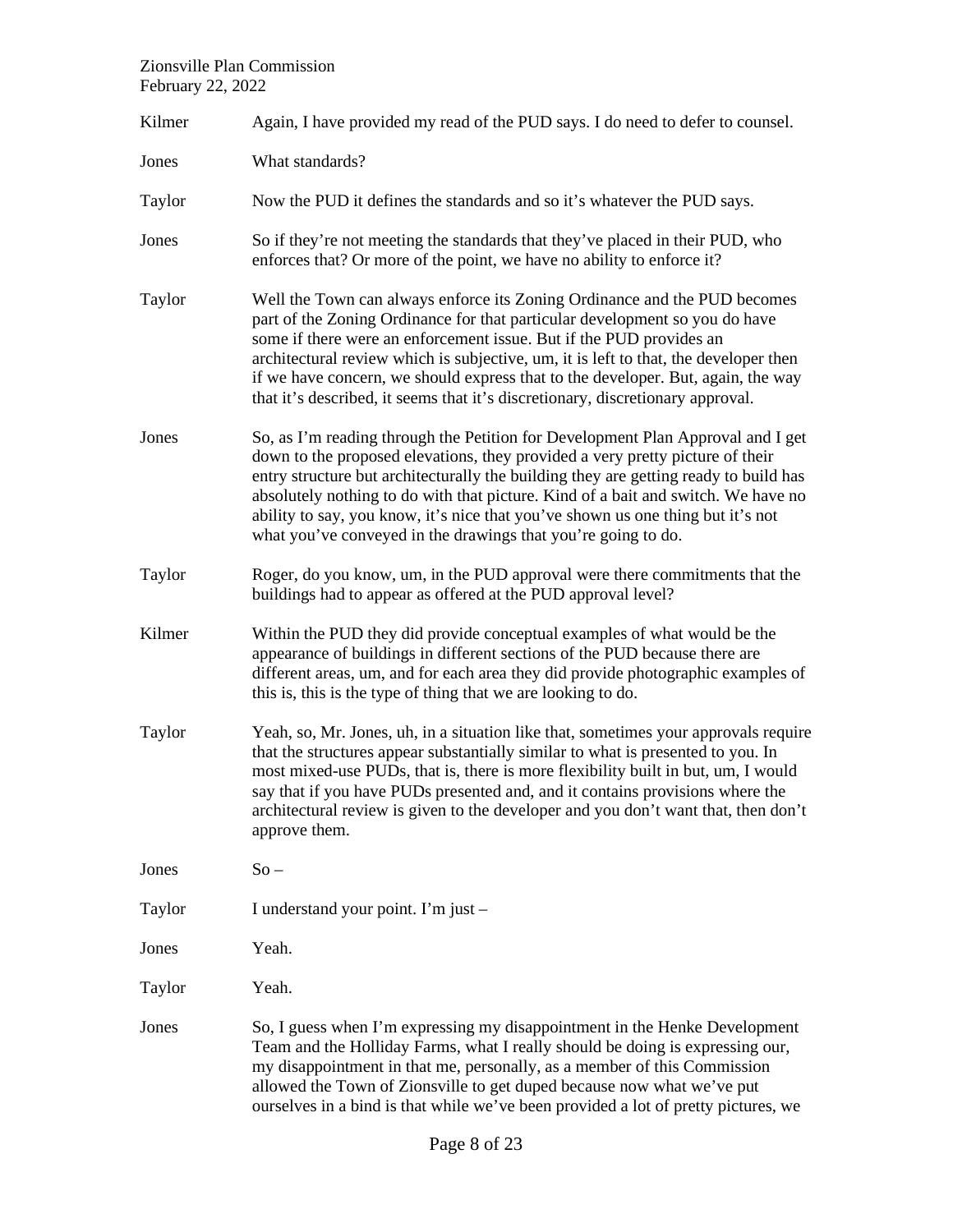Kilmer Again, I have provided my read of the PUD says. I do need to defer to counsel.

Jones What standards?

Taylor Now the PUD it defines the standards and so it's whatever the PUD says.

Jones So if they're not meeting the standards that they've placed in their PUD, who enforces that? Or more of the point, we have no ability to enforce it?

Taylor Well the Town can always enforce its Zoning Ordinance and the PUD becomes part of the Zoning Ordinance for that particular development so you do have some if there were an enforcement issue. But if the PUD provides an architectural review which is subjective, um, it is left to that, the developer then if we have concern, we should express that to the developer. But, again, the way that it's described, it seems that it's discretionary, discretionary approval.

Jones So, as I'm reading through the Petition for Development Plan Approval and I get down to the proposed elevations, they provided a very pretty picture of their entry structure but architecturally the building they are getting ready to build has absolutely nothing to do with that picture. Kind of a bait and switch. We have no ability to say, you know, it's nice that you've shown us one thing but it's not what you've conveyed in the drawings that you're going to do.

Taylor Roger, do you know, um, in the PUD approval were there commitments that the buildings had to appear as offered at the PUD approval level?

Kilmer Within the PUD they did provide conceptual examples of what would be the appearance of buildings in different sections of the PUD because there are different areas, um, and for each area they did provide photographic examples of this is, this is the type of thing that we are looking to do.

Taylor Yeah, so, Mr. Jones, uh, in a situation like that, sometimes your approvals require that the structures appear substantially similar to what is presented to you. In most mixed-use PUDs, that is, there is more flexibility built in but, um, I would say that if you have PUDs presented and, and it contains provisions where the architectural review is given to the developer and you don't want that, then don't approve them.

Jones So –

Taylor I understand your point. I'm just –

Jones Yeah.

Taylor Yeah.

Jones So, I guess when I'm expressing my disappointment in the Henke Development Team and the Holliday Farms, what I really should be doing is expressing our, my disappointment in that me, personally, as a member of this Commission allowed the Town of Zionsville to get duped because now what we've put ourselves in a bind is that while we've been provided a lot of pretty pictures, we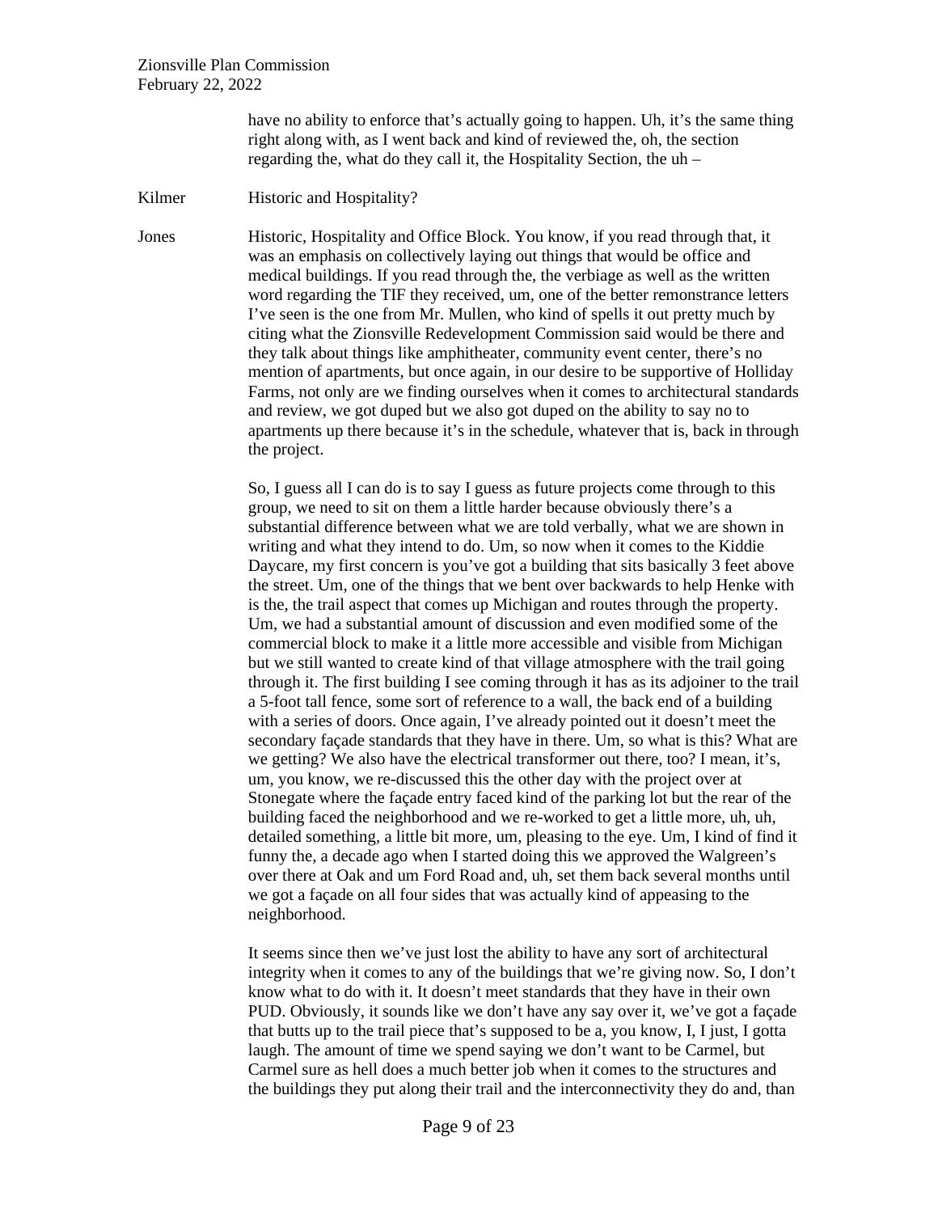have no ability to enforce that's actually going to happen. Uh, it's the same thing right along with, as I went back and kind of reviewed the, oh, the section regarding the, what do they call it, the Hospitality Section, the uh –

Kilmer Historic and Hospitality?

Jones Historic, Hospitality and Office Block. You know, if you read through that, it was an emphasis on collectively laying out things that would be office and medical buildings. If you read through the, the verbiage as well as the written word regarding the TIF they received, um, one of the better remonstrance letters I've seen is the one from Mr. Mullen, who kind of spells it out pretty much by citing what the Zionsville Redevelopment Commission said would be there and they talk about things like amphitheater, community event center, there's no mention of apartments, but once again, in our desire to be supportive of Holliday Farms, not only are we finding ourselves when it comes to architectural standards and review, we got duped but we also got duped on the ability to say no to apartments up there because it's in the schedule, whatever that is, back in through the project.

So, I guess all I can do is to say I guess as future projects come through to this group, we need to sit on them a little harder because obviously there's a substantial difference between what we are told verbally, what we are shown in writing and what they intend to do. Um, so now when it comes to the Kiddie Daycare, my first concern is you've got a building that sits basically 3 feet above the street. Um, one of the things that we bent over backwards to help Henke with is the, the trail aspect that comes up Michigan and routes through the property. Um, we had a substantial amount of discussion and even modified some of the commercial block to make it a little more accessible and visible from Michigan but we still wanted to create kind of that village atmosphere with the trail going through it. The first building I see coming through it has as its adjoiner to the trail a 5-foot tall fence, some sort of reference to a wall, the back end of a building with a series of doors. Once again, I've already pointed out it doesn't meet the secondary façade standards that they have in there. Um, so what is this? What are we getting? We also have the electrical transformer out there, too? I mean, it's, um, you know, we re-discussed this the other day with the project over at Stonegate where the façade entry faced kind of the parking lot but the rear of the building faced the neighborhood and we re-worked to get a little more, uh, uh, detailed something, a little bit more, um, pleasing to the eye. Um, I kind of find it funny the, a decade ago when I started doing this we approved the Walgreen's over there at Oak and um Ford Road and, uh, set them back several months until we got a façade on all four sides that was actually kind of appeasing to the neighborhood.

It seems since then we've just lost the ability to have any sort of architectural integrity when it comes to any of the buildings that we're giving now. So, I don't know what to do with it. It doesn't meet standards that they have in their own PUD. Obviously, it sounds like we don't have any say over it, we've got a façade that butts up to the trail piece that's supposed to be a, you know, I, I just, I gotta laugh. The amount of time we spend saying we don't want to be Carmel, but Carmel sure as hell does a much better job when it comes to the structures and the buildings they put along their trail and the interconnectivity they do and, than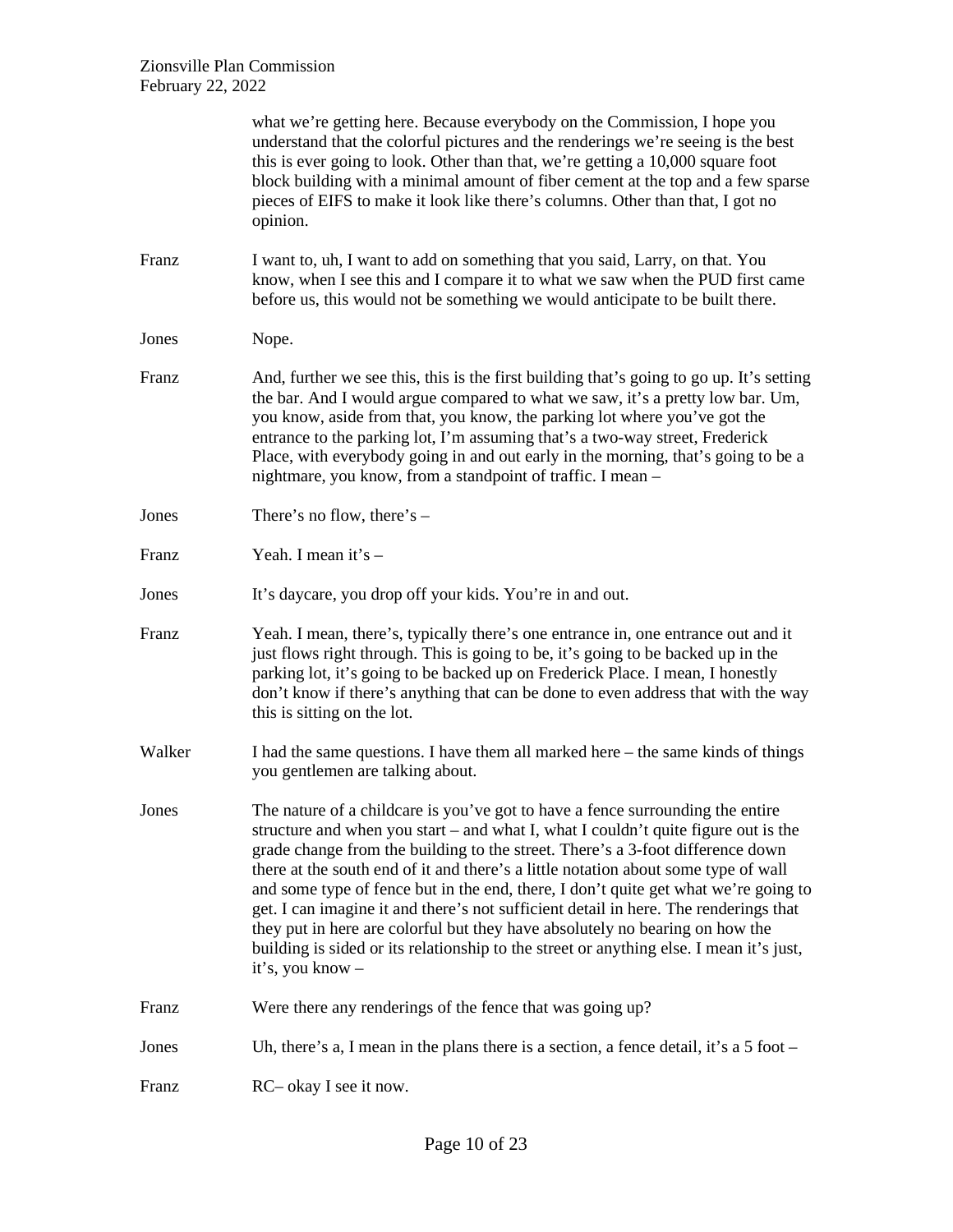what we're getting here. Because everybody on the Commission, I hope you understand that the colorful pictures and the renderings we're seeing is the best this is ever going to look. Other than that, we're getting a 10,000 square foot block building with a minimal amount of fiber cement at the top and a few sparse pieces of EIFS to make it look like there's columns. Other than that, I got no opinion.

Franz I want to, uh, I want to add on something that you said, Larry, on that. You know, when I see this and I compare it to what we saw when the PUD first came before us, this would not be something we would anticipate to be built there.

Jones Nope.

Franz And, further we see this, this is the first building that's going to go up. It's setting the bar. And I would argue compared to what we saw, it's a pretty low bar. Um, you know, aside from that, you know, the parking lot where you've got the entrance to the parking lot, I'm assuming that's a two-way street, Frederick Place, with everybody going in and out early in the morning, that's going to be a nightmare, you know, from a standpoint of traffic. I mean –

Jones There's no flow, there's –

Franz Yeah. I mean it's –

Jones It's daycare, you drop off your kids. You're in and out.

Franz Yeah. I mean, there's, typically there's one entrance in, one entrance out and it just flows right through. This is going to be, it's going to be backed up in the parking lot, it's going to be backed up on Frederick Place. I mean, I honestly don't know if there's anything that can be done to even address that with the way this is sitting on the lot.

Walker I had the same questions. I have them all marked here – the same kinds of things you gentlemen are talking about.

Jones The nature of a childcare is you've got to have a fence surrounding the entire structure and when you start – and what I, what I couldn't quite figure out is the grade change from the building to the street. There's a 3-foot difference down there at the south end of it and there's a little notation about some type of wall and some type of fence but in the end, there, I don't quite get what we're going to get. I can imagine it and there's not sufficient detail in here. The renderings that they put in here are colorful but they have absolutely no bearing on how the building is sided or its relationship to the street or anything else. I mean it's just, it's, you know –

Franz Were there any renderings of the fence that was going up?

Jones Uh, there's a, I mean in the plans there is a section, a fence detail, it's a 5 foot –

Franz RC– okay I see it now.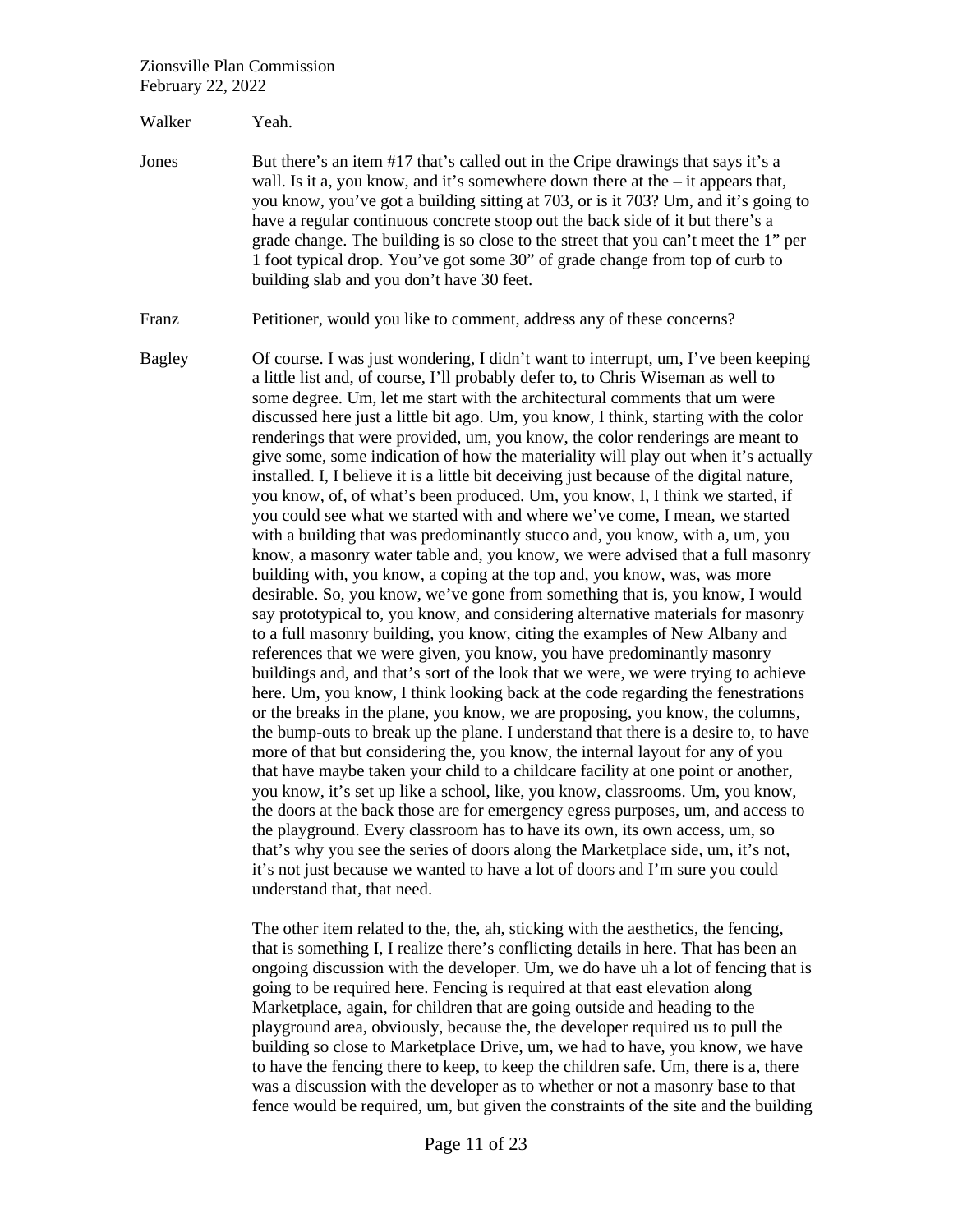Walker Yeah.

Jones But there's an item #17 that's called out in the Cripe drawings that says it's a wall. Is it a, you know, and it's somewhere down there at the – it appears that, you know, you've got a building sitting at 703, or is it 703? Um, and it's going to have a regular continuous concrete stoop out the back side of it but there's a grade change. The building is so close to the street that you can't meet the 1" per 1 foot typical drop. You've got some 30" of grade change from top of curb to building slab and you don't have 30 feet.

Franz Petitioner, would you like to comment, address any of these concerns?

Bagley Of course. I was just wondering, I didn't want to interrupt, um, I've been keeping a little list and, of course, I'll probably defer to, to Chris Wiseman as well to some degree. Um, let me start with the architectural comments that um were discussed here just a little bit ago. Um, you know, I think, starting with the color renderings that were provided, um, you know, the color renderings are meant to give some, some indication of how the materiality will play out when it's actually installed. I, I believe it is a little bit deceiving just because of the digital nature, you know, of, of what's been produced. Um, you know, I, I think we started, if you could see what we started with and where we've come, I mean, we started with a building that was predominantly stucco and, you know, with a, um, you know, a masonry water table and, you know, we were advised that a full masonry building with, you know, a coping at the top and, you know, was, was more desirable. So, you know, we've gone from something that is, you know, I would say prototypical to, you know, and considering alternative materials for masonry to a full masonry building, you know, citing the examples of New Albany and references that we were given, you know, you have predominantly masonry buildings and, and that's sort of the look that we were, we were trying to achieve here. Um, you know, I think looking back at the code regarding the fenestrations or the breaks in the plane, you know, we are proposing, you know, the columns, the bump-outs to break up the plane. I understand that there is a desire to, to have more of that but considering the, you know, the internal layout for any of you that have maybe taken your child to a childcare facility at one point or another, you know, it's set up like a school, like, you know, classrooms. Um, you know, the doors at the back those are for emergency egress purposes, um, and access to the playground. Every classroom has to have its own, its own access, um, so that's why you see the series of doors along the Marketplace side, um, it's not, it's not just because we wanted to have a lot of doors and I'm sure you could understand that, that need.

The other item related to the, the, ah, sticking with the aesthetics, the fencing, that is something I, I realize there's conflicting details in here. That has been an ongoing discussion with the developer. Um, we do have uh a lot of fencing that is going to be required here. Fencing is required at that east elevation along Marketplace, again, for children that are going outside and heading to the playground area, obviously, because the, the developer required us to pull the building so close to Marketplace Drive, um, we had to have, you know, we have to have the fencing there to keep, to keep the children safe. Um, there is a, there was a discussion with the developer as to whether or not a masonry base to that fence would be required, um, but given the constraints of the site and the building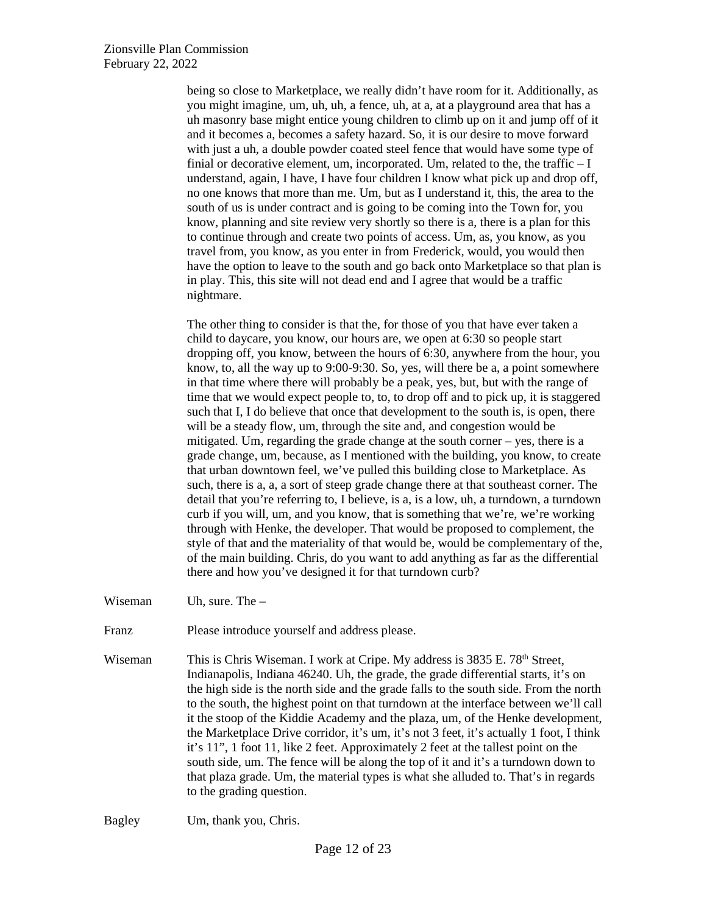being so close to Marketplace, we really didn't have room for it. Additionally, as you might imagine, um, uh, uh, a fence, uh, at a, at a playground area that has a uh masonry base might entice young children to climb up on it and jump off of it and it becomes a, becomes a safety hazard. So, it is our desire to move forward with just a uh, a double powder coated steel fence that would have some type of finial or decorative element, um, incorporated. Um, related to the, the traffic – I understand, again, I have, I have four children I know what pick up and drop off, no one knows that more than me. Um, but as I understand it, this, the area to the south of us is under contract and is going to be coming into the Town for, you know, planning and site review very shortly so there is a, there is a plan for this to continue through and create two points of access. Um, as, you know, as you travel from, you know, as you enter in from Frederick, would, you would then have the option to leave to the south and go back onto Marketplace so that plan is in play. This, this site will not dead end and I agree that would be a traffic nightmare.

The other thing to consider is that the, for those of you that have ever taken a child to daycare, you know, our hours are, we open at 6:30 so people start dropping off, you know, between the hours of 6:30, anywhere from the hour, you know, to, all the way up to 9:00-9:30. So, yes, will there be a, point somewhere in that time where there will probably be a peak, yes, but, but with the range of time that we would expect people to, to, to drop off and to pick up, it is staggered such that I, I do believe that once that development to the south is, is open, there will be a steady flow, um, through the site and, and congestion would be mitigated. Um, regarding the grade change at the south corner – yes, there is a grade change, um, because, as I mentioned with the building, you know, to create that urban downtown feel, we've pulled this building close to Marketplace. As such, there is a, a, a sort of steep grade change there at that southeast corner. The detail that you're referring to, I believe, is a, is a low, uh, a turndown, a turndown curb if you will, um, and you know, that is something that we're, we're working through with Henke, the developer. That would be proposed to complement, the style of that and the materiality of that would be, would be complementary of the, of the main building. Chris, do you want to add anything as far as the differential there and how you've designed it for that turndown curb?

Wiseman Uh, sure. The –

Franz Please introduce yourself and address please.

Wiseman This is Chris Wiseman. I work at Cripe. My address is 3835 E. 78th Street, Indianapolis, Indiana 46240. Uh, the grade, the grade differential starts, it's on the high side is the north side and the grade falls to the south side. From the north to the south, the highest point on that turndown at the interface between we'll call it the stoop of the Kiddie Academy and the plaza, um, of the Henke development, the Marketplace Drive corridor, it's um, it's not 3 feet, it's actually 1 foot, I think it's 11", 1 foot 11, like 2 feet. Approximately 2 feet at the tallest point on the south side, um. The fence will be along the top of it and it's a turndown down to that plaza grade. Um, the material types is what she alluded to. That's in regards to the grading question.

Bagley Um, thank you, Chris.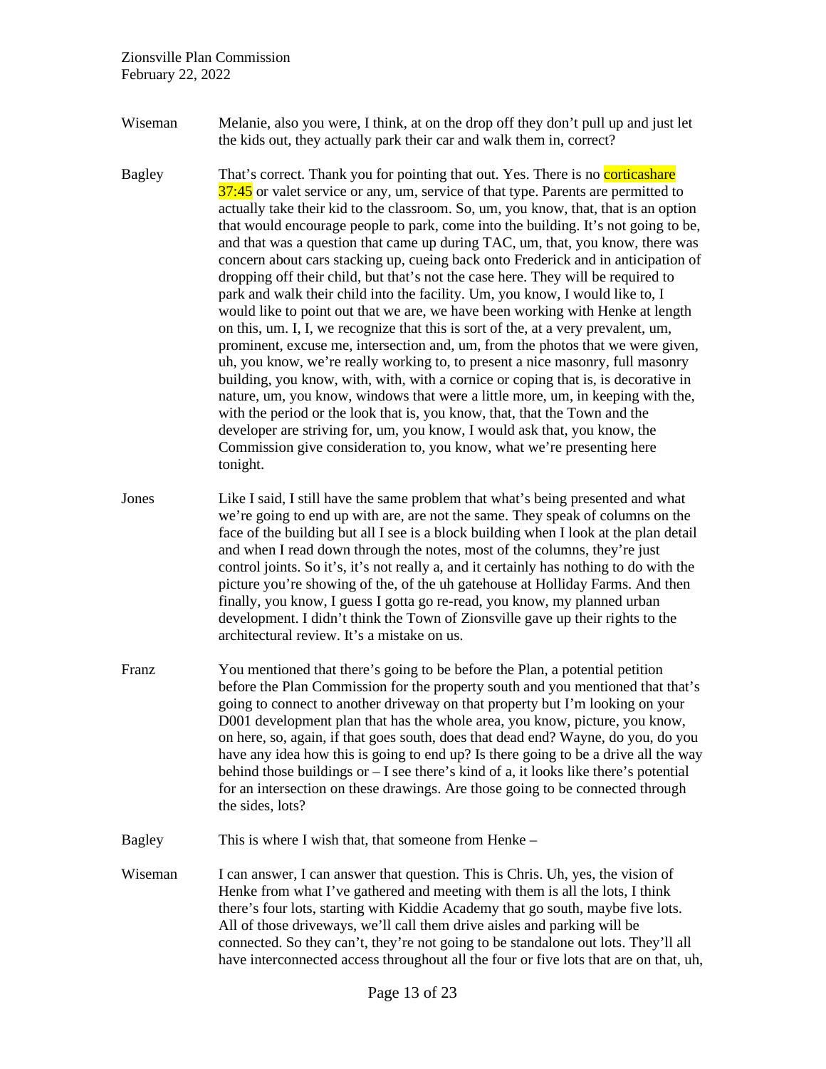Wiseman Melanie, also you were, I think, at on the drop off they don't pull up and just let the kids out, they actually park their car and walk them in, correct?

Bagley That's correct. Thank you for pointing that out. Yes. There is no corticashare 37:45 or valet service or any, um, service of that type. Parents are permitted to actually take their kid to the classroom. So, um, you know, that, that is an option that would encourage people to park, come into the building. It's not going to be, and that was a question that came up during TAC, um, that, you know, there was concern about cars stacking up, cueing back onto Frederick and in anticipation of dropping off their child, but that's not the case here. They will be required to park and walk their child into the facility. Um, you know, I would like to, I would like to point out that we are, we have been working with Henke at length on this, um. I, I, we recognize that this is sort of the, at a very prevalent, um, prominent, excuse me, intersection and, um, from the photos that we were given, uh, you know, we're really working to, to present a nice masonry, full masonry building, you know, with, with, with a cornice or coping that is, is decorative in nature, um, you know, windows that were a little more, um, in keeping with the, with the period or the look that is, you know, that, that the Town and the developer are striving for, um, you know, I would ask that, you know, the Commission give consideration to, you know, what we're presenting here tonight.

Jones Like I said, I still have the same problem that what's being presented and what we're going to end up with are, are not the same. They speak of columns on the face of the building but all I see is a block building when I look at the plan detail and when I read down through the notes, most of the columns, they're just control joints. So it's, it's not really a, and it certainly has nothing to do with the picture you're showing of the, of the uh gatehouse at Holliday Farms. And then finally, you know, I guess I gotta go re-read, you know, my planned urban development. I didn't think the Town of Zionsville gave up their rights to the architectural review. It's a mistake on us.

Franz You mentioned that there's going to be before the Plan, a potential petition before the Plan Commission for the property south and you mentioned that that's going to connect to another driveway on that property but I'm looking on your D001 development plan that has the whole area, you know, picture, you know, on here, so, again, if that goes south, does that dead end? Wayne, do you, do you have any idea how this is going to end up? Is there going to be a drive all the way behind those buildings or – I see there's kind of a, it looks like there's potential for an intersection on these drawings. Are those going to be connected through the sides, lots?

Bagley This is where I wish that, that someone from Henke –

Wiseman I can answer, I can answer that question. This is Chris. Uh, yes, the vision of Henke from what I've gathered and meeting with them is all the lots, I think there's four lots, starting with Kiddie Academy that go south, maybe five lots. All of those driveways, we'll call them drive aisles and parking will be connected. So they can't, they're not going to be standalone out lots. They'll all have interconnected access throughout all the four or five lots that are on that, uh,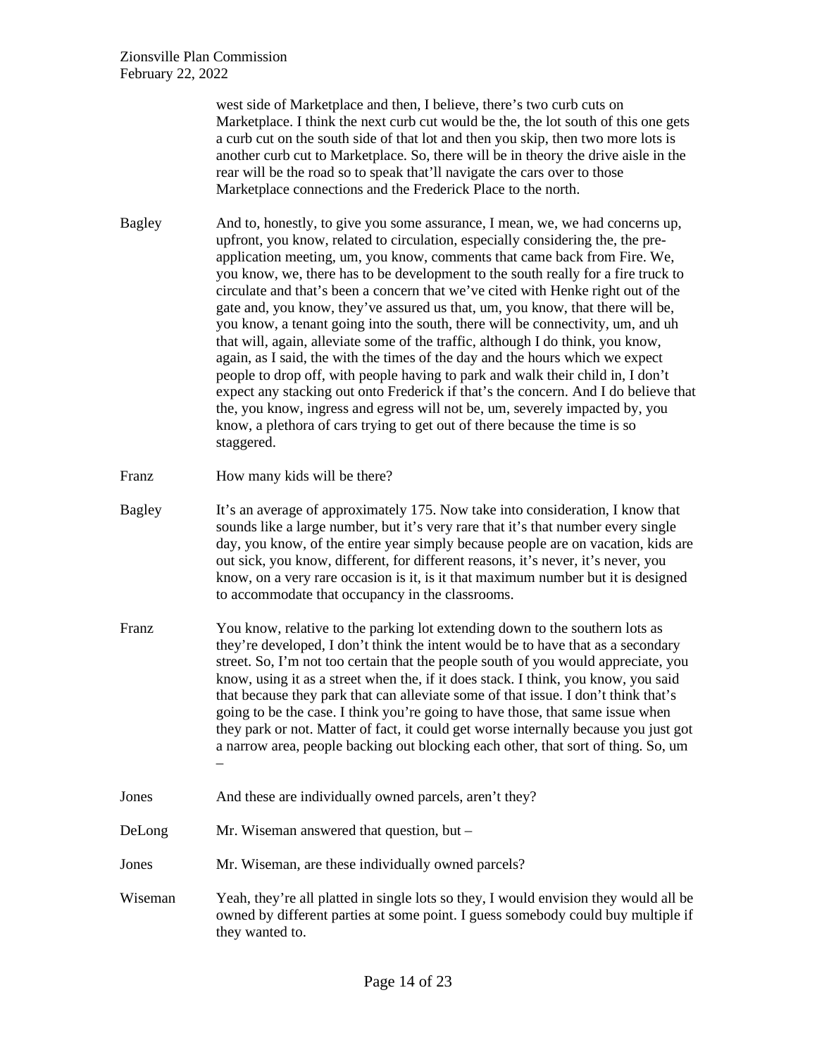west side of Marketplace and then, I believe, there's two curb cuts on Marketplace. I think the next curb cut would be the, the lot south of this one gets a curb cut on the south side of that lot and then you skip, then two more lots is another curb cut to Marketplace. So, there will be in theory the drive aisle in the rear will be the road so to speak that'll navigate the cars over to those Marketplace connections and the Frederick Place to the north.

Bagley — And to, honestly, to give you some assurance, I mean, we, we had concerns up, upfront, you know, related to circulation, especially considering the, the pre-application meeting, um, you know, comments that came back from Fire. We, you know, we, there has to be development to the south really for a fire truck to circulate and that's been a concern that we've cited with Henke right out of the gate and, you know, they've assured us that, um, you know, that there will be, you know, a tenant going into the south, there will be connectivity, um, and uh that will, again, alleviate some of the traffic, although I do think, you know, again, as I said, the with the times of the day and the hours which we expect people to drop off, with people having to park and walk their child in, I don't expect any stacking out onto Frederick if that's the concern. And I do believe that the, you know, ingress and egress will not be, um, severely impacted by, you know, a plethora of cars trying to get out of there because the time is so staggered.

Franz — How many kids will be there?

Bagley — It's an average of approximately 175. Now take into consideration, I know that sounds like a large number, but it's very rare that it's that number every single day, you know, of the entire year simply because people are on vacation, kids are out sick, you know, different, for different reasons, it's never, it's never, you know, on a very rare occasion is it, is it that maximum number but it is designed to accommodate that occupancy in the classrooms.

Franz — You know, relative to the parking lot extending down to the southern lots as they're developed, I don't think the intent would be to have that as a secondary street. So, I'm not too certain that the people south of you would appreciate, you know, using it as a street when the, if it does stack. I think, you know, you said that because they park that can alleviate some of that issue. I don't think that's going to be the case. I think you're going to have those, that same issue when they park or not. Matter of fact, it could get worse internally because you just got a narrow area, people backing out blocking each other, that sort of thing. So, um –

Jones — And these are individually owned parcels, aren't they?

DeLong — Mr. Wiseman answered that question, but –

Jones — Mr. Wiseman, are these individually owned parcels?

Wiseman — Yeah, they're all platted in single lots so they, I would envision they would all be owned by different parties at some point. I guess somebody could buy multiple if they wanted to.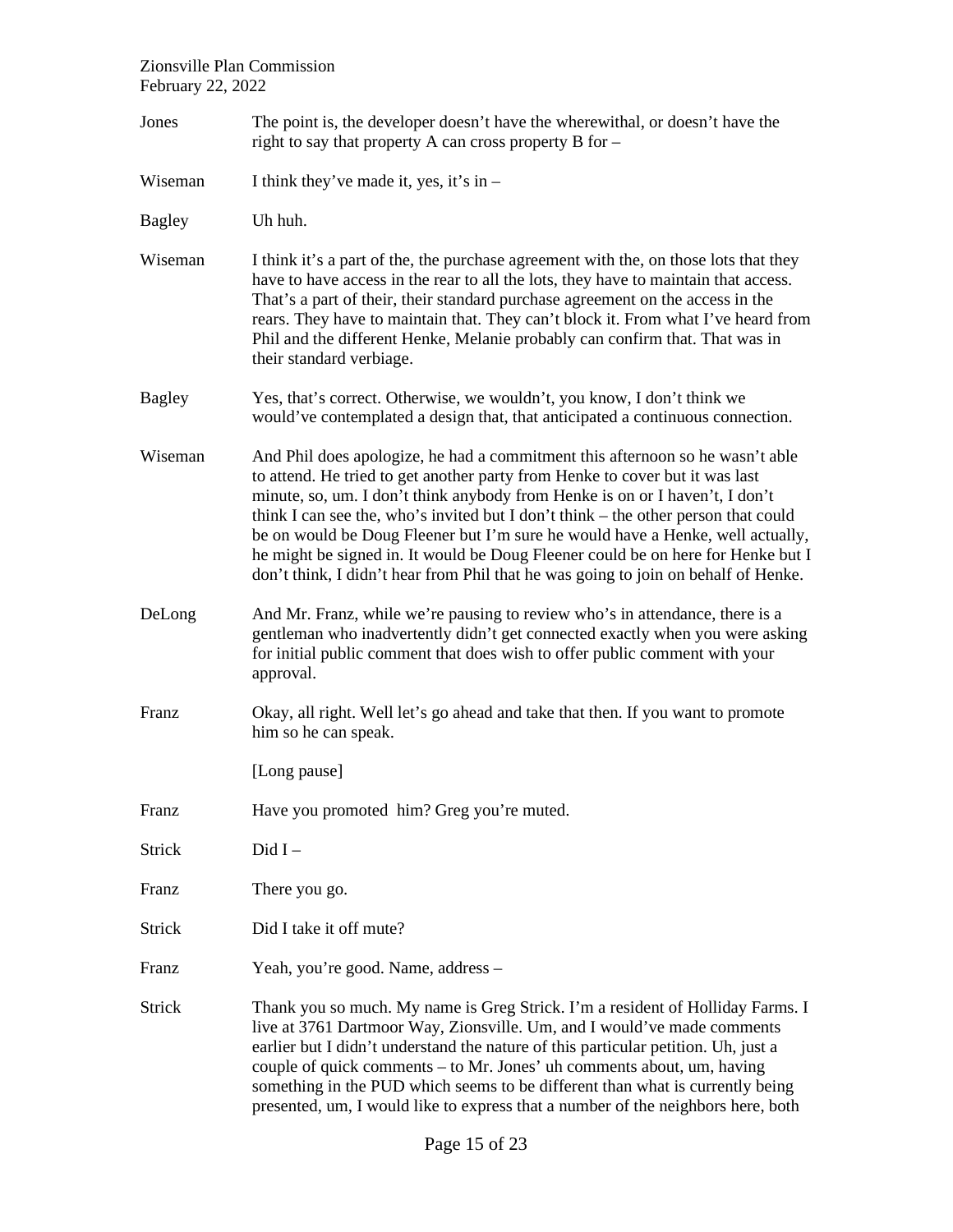| | |
|---|---|
| Jones | The point is, the developer doesn't have the wherewithal, or doesn't have the right to say that property A can cross property B for – |
| Wiseman | I think they've made it, yes, it's in – |
| Bagley | Uh huh. |
| Wiseman | I think it's a part of the, the purchase agreement with the, on those lots that they have to have access in the rear to all the lots, they have to maintain that access. That's a part of their, their standard purchase agreement on the access in the rears. They have to maintain that. They can't block it. From what I've heard from Phil and the different Henke, Melanie probably can confirm that. That was in their standard verbiage. |
| Bagley | Yes, that's correct. Otherwise, we wouldn't, you know, I don't think we would've contemplated a design that, that anticipated a continuous connection. |
| Wiseman | And Phil does apologize, he had a commitment this afternoon so he wasn't able to attend. He tried to get another party from Henke to cover but it was last minute, so, um. I don't think anybody from Henke is on or I haven't, I don't think I can see the, who's invited but I don't think – the other person that could be on would be Doug Fleener but I'm sure he would have a Henke, well actually, he might be signed in. It would be Doug Fleener could be on here for Henke but I don't think, I didn't hear from Phil that he was going to join on behalf of Henke. |
| DeLong | And Mr. Franz, while we're pausing to review who's in attendance, there is a gentleman who inadvertently didn't get connected exactly when you were asking for initial public comment that does wish to offer public comment with your approval. |
| Franz | Okay, all right. Well let's go ahead and take that then. If you want to promote him so he can speak. |
| | [Long pause] |
| Franz | Have you promoted him? Greg you're muted. |
| Strick | Did I – |
| Franz | There you go. |
| Strick | Did I take it off mute? |
| Franz | Yeah, you're good. Name, address – |
| Strick | Thank you so much. My name is Greg Strick. I'm a resident of Holliday Farms. I live at 3761 Dartmoor Way, Zionsville. Um, and I would've made comments earlier but I didn't understand the nature of this particular petition. Uh, just a couple of quick comments – to Mr. Jones' uh comments about, um, having something in the PUD which seems to be different than what is currently being presented, um, I would like to express that a number of the neighbors here, both |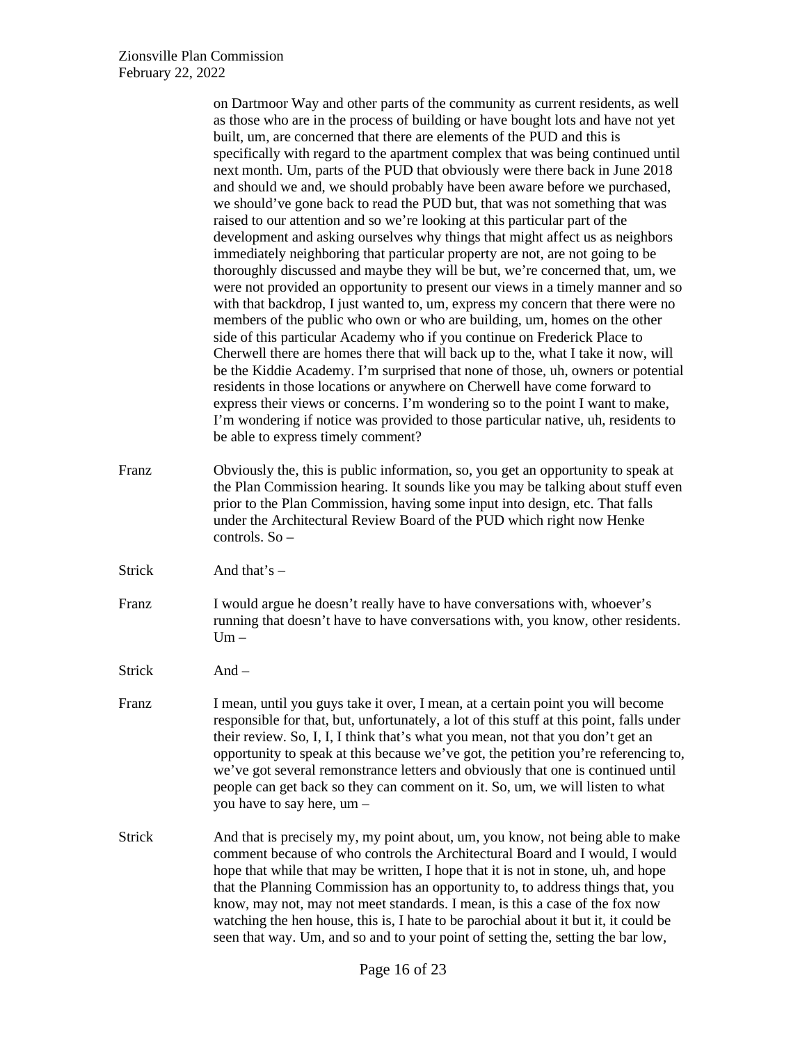on Dartmoor Way and other parts of the community as current residents, as well as those who are in the process of building or have bought lots and have not yet built, um, are concerned that there are elements of the PUD and this is specifically with regard to the apartment complex that was being continued until next month. Um, parts of the PUD that obviously were there back in June 2018 and should we and, we should probably have been aware before we purchased, we should've gone back to read the PUD but, that was not something that was raised to our attention and so we're looking at this particular part of the development and asking ourselves why things that might affect us as neighbors immediately neighboring that particular property are not, are not going to be thoroughly discussed and maybe they will be but, we're concerned that, um, we were not provided an opportunity to present our views in a timely manner and so with that backdrop, I just wanted to, um, express my concern that there were no members of the public who own or who are building, um, homes on the other side of this particular Academy who if you continue on Frederick Place to Cherwell there are homes there that will back up to the, what I take it now, will be the Kiddie Academy. I'm surprised that none of those, uh, owners or potential residents in those locations or anywhere on Cherwell have come forward to express their views or concerns. I'm wondering so to the point I want to make, I'm wondering if notice was provided to those particular native, uh, residents to be able to express timely comment?

Franz Obviously the, this is public information, so, you get an opportunity to speak at the Plan Commission hearing. It sounds like you may be talking about stuff even prior to the Plan Commission, having some input into design, etc. That falls under the Architectural Review Board of the PUD which right now Henke controls. So –

Strick And that's –

Franz I would argue he doesn't really have to have conversations with, whoever's running that doesn't have to have conversations with, you know, other residents. Um –

Strick And –

Franz I mean, until you guys take it over, I mean, at a certain point you will become responsible for that, but, unfortunately, a lot of this stuff at this point, falls under their review. So, I, I, I think that's what you mean, not that you don't get an opportunity to speak at this because we've got, the petition you're referencing to, we've got several remonstrance letters and obviously that one is continued until people can get back so they can comment on it. So, um, we will listen to what you have to say here, um –

Strick And that is precisely my, my point about, um, you know, not being able to make comment because of who controls the Architectural Board and I would, I would hope that while that may be written, I hope that it is not in stone, uh, and hope that the Planning Commission has an opportunity to, to address things that, you know, may not, may not meet standards. I mean, is this a case of the fox now watching the hen house, this is, I hate to be parochial about it but it, it could be seen that way. Um, and so and to your point of setting the, setting the bar low,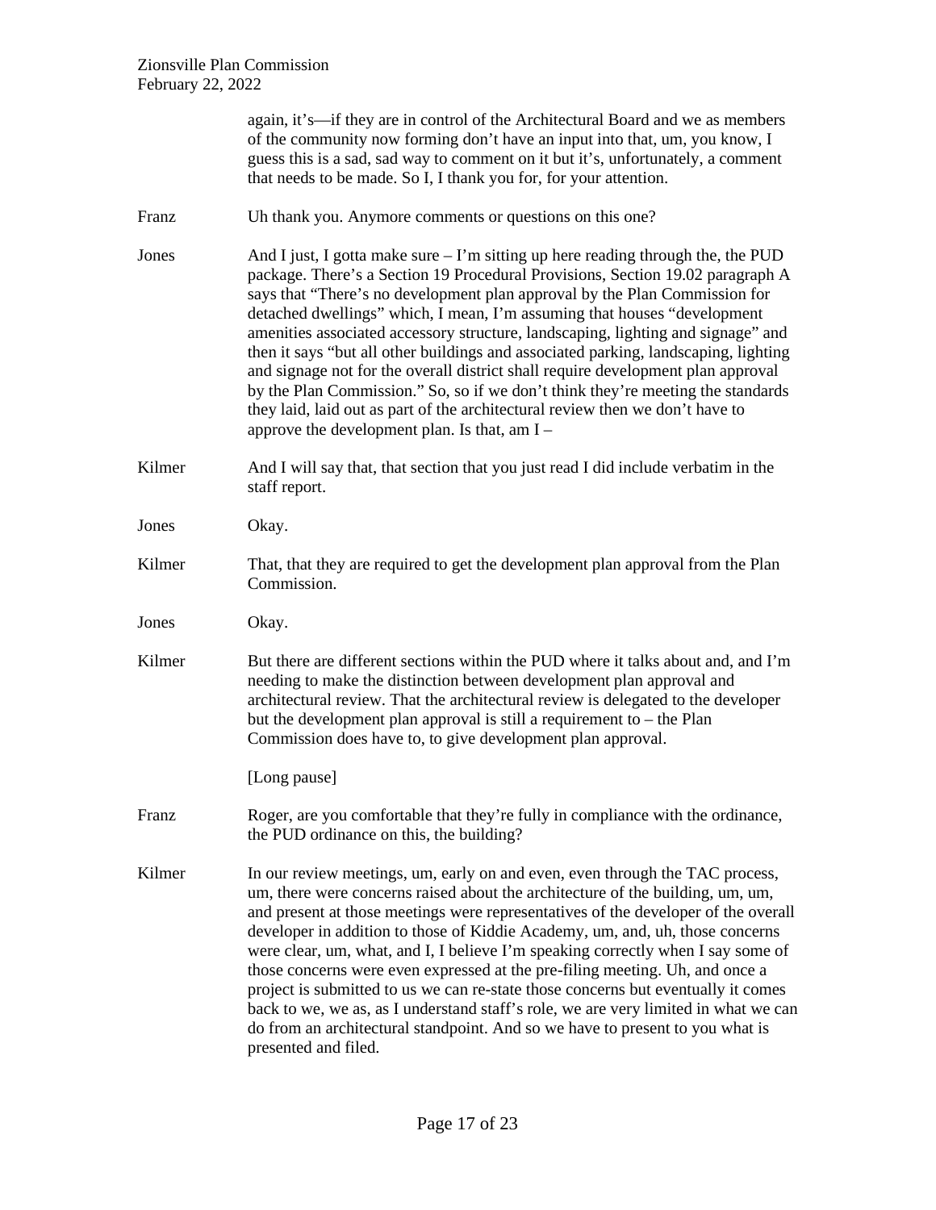again, it's—if they are in control of the Architectural Board and we as members of the community now forming don't have an input into that, um, you know, I guess this is a sad, sad way to comment on it but it's, unfortunately, a comment that needs to be made. So I, I thank you for, for your attention.

Franz Uh thank you. Anymore comments or questions on this one?

Jones And I just, I gotta make sure – I'm sitting up here reading through the, the PUD package. There's a Section 19 Procedural Provisions, Section 19.02 paragraph A says that "There's no development plan approval by the Plan Commission for detached dwellings" which, I mean, I'm assuming that houses "development amenities associated accessory structure, landscaping, lighting and signage" and then it says "but all other buildings and associated parking, landscaping, lighting and signage not for the overall district shall require development plan approval by the Plan Commission." So, so if we don't think they're meeting the standards they laid, laid out as part of the architectural review then we don't have to approve the development plan. Is that, am I –

Kilmer And I will say that, that section that you just read I did include verbatim in the staff report.

Jones Okay.

Kilmer That, that they are required to get the development plan approval from the Plan Commission.

Jones Okay.

Kilmer But there are different sections within the PUD where it talks about and, and I'm needing to make the distinction between development plan approval and architectural review. That the architectural review is delegated to the developer but the development plan approval is still a requirement to – the Plan Commission does have to, to give development plan approval.

[Long pause]

Franz Roger, are you comfortable that they're fully in compliance with the ordinance, the PUD ordinance on this, the building?

Kilmer In our review meetings, um, early on and even, even through the TAC process, um, there were concerns raised about the architecture of the building, um, um, and present at those meetings were representatives of the developer of the overall developer in addition to those of Kiddie Academy, um, and, uh, those concerns were clear, um, what, and I, I believe I'm speaking correctly when I say some of those concerns were even expressed at the pre-filing meeting. Uh, and once a project is submitted to us we can re-state those concerns but eventually it comes back to we, we as, as I understand staff's role, we are very limited in what we can do from an architectural standpoint. And so we have to present to you what is presented and filed.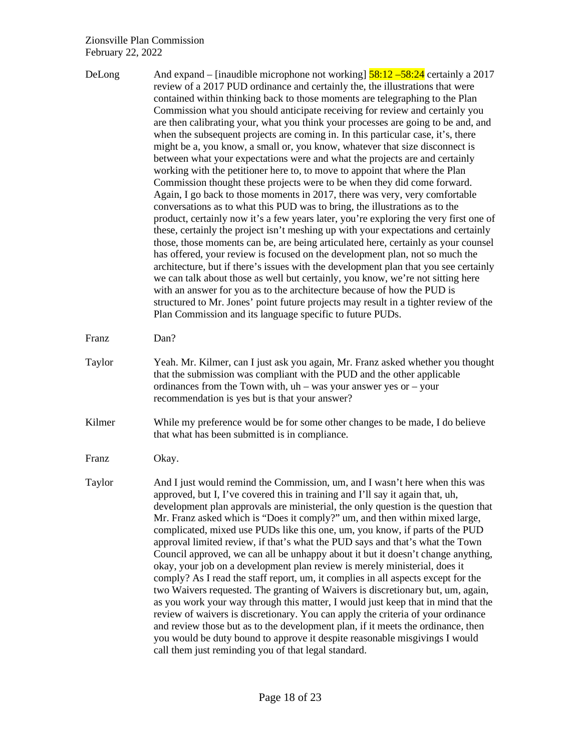DeLong: And expand – [inaudible microphone not working] 58:12 –58:24 certainly a 2017 review of a 2017 PUD ordinance and certainly the, the illustrations that were contained within thinking back to those moments are telegraphing to the Plan Commission what you should anticipate receiving for review and certainly you are then calibrating your, what you think your processes are going to be and, and when the subsequent projects are coming in. In this particular case, it's, there might be a, you know, a small or, you know, whatever that size disconnect is between what your expectations were and what the projects are and certainly working with the petitioner here to, to move to appoint that where the Plan Commission thought these projects were to be when they did come forward. Again, I go back to those moments in 2017, there was very, very comfortable conversations as to what this PUD was to bring, the illustrations as to the product, certainly now it's a few years later, you're exploring the very first one of these, certainly the project isn't meshing up with your expectations and certainly those, those moments can be, are being articulated here, certainly as your counsel has offered, your review is focused on the development plan, not so much the architecture, but if there's issues with the development plan that you see certainly we can talk about those as well but certainly, you know, we're not sitting here with an answer for you as to the architecture because of how the PUD is structured to Mr. Jones' point future projects may result in a tighter review of the Plan Commission and its language specific to future PUDs.

Franz: Dan?

Taylor: Yeah. Mr. Kilmer, can I just ask you again, Mr. Franz asked whether you thought that the submission was compliant with the PUD and the other applicable ordinances from the Town with, uh – was your answer yes or – your recommendation is yes but is that your answer?

Kilmer: While my preference would be for some other changes to be made, I do believe that what has been submitted is in compliance.

Franz: Okay.

Taylor: And I just would remind the Commission, um, and I wasn't here when this was approved, but I, I've covered this in training and I'll say it again that, uh, development plan approvals are ministerial, the only question is the question that Mr. Franz asked which is "Does it comply?" um, and then within mixed large, complicated, mixed use PUDs like this one, um, you know, if parts of the PUD approval limited review, if that's what the PUD says and that's what the Town Council approved, we can all be unhappy about it but it doesn't change anything, okay, your job on a development plan review is merely ministerial, does it comply? As I read the staff report, um, it complies in all aspects except for the two Waivers requested. The granting of Waivers is discretionary but, um, again, as you work your way through this matter, I would just keep that in mind that the review of waivers is discretionary. You can apply the criteria of your ordinance and review those but as to the development plan, if it meets the ordinance, then you would be duty bound to approve it despite reasonable misgivings I would call them just reminding you of that legal standard.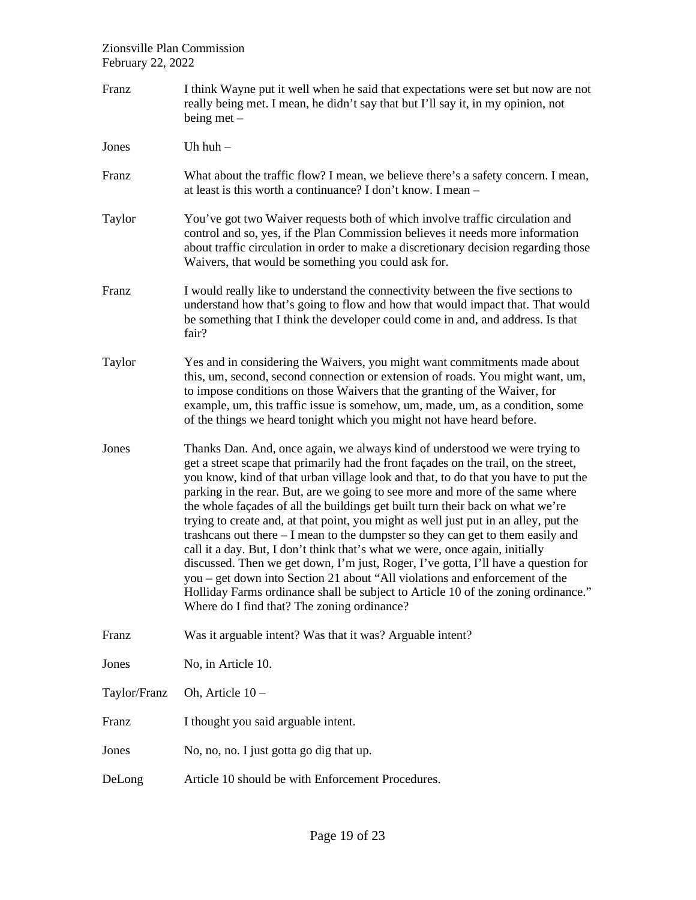Franz: I think Wayne put it well when he said that expectations were set but now are not really being met. I mean, he didn't say that but I'll say it, in my opinion, not being met –

Jones: Uh huh –

Franz: What about the traffic flow? I mean, we believe there's a safety concern. I mean, at least is this worth a continuance? I don't know. I mean –

Taylor: You've got two Waiver requests both of which involve traffic circulation and control and so, yes, if the Plan Commission believes it needs more information about traffic circulation in order to make a discretionary decision regarding those Waivers, that would be something you could ask for.

Franz: I would really like to understand the connectivity between the five sections to understand how that's going to flow and how that would impact that. That would be something that I think the developer could come in and, and address. Is that fair?

Taylor: Yes and in considering the Waivers, you might want commitments made about this, um, second, second connection or extension of roads. You might want, um, to impose conditions on those Waivers that the granting of the Waiver, for example, um, this traffic issue is somehow, um, made, um, as a condition, some of the things we heard tonight which you might not have heard before.

Jones: Thanks Dan. And, once again, we always kind of understood we were trying to get a street scape that primarily had the front façades on the trail, on the street, you know, kind of that urban village look and that, to do that you have to put the parking in the rear. But, are we going to see more and more of the same where the whole façades of all the buildings get built turn their back on what we're trying to create and, at that point, you might as well just put in an alley, put the trashcans out there – I mean to the dumpster so they can get to them easily and call it a day. But, I don't think that's what we were, once again, initially discussed. Then we get down, I'm just, Roger, I've gotta, I'll have a question for you – get down into Section 21 about "All violations and enforcement of the Holliday Farms ordinance shall be subject to Article 10 of the zoning ordinance." Where do I find that? The zoning ordinance?

Franz: Was it arguable intent? Was that it was? Arguable intent?

Jones: No, in Article 10.

Taylor/Franz: Oh, Article 10 –

Franz: I thought you said arguable intent.

Jones: No, no, no. I just gotta go dig that up.

DeLong: Article 10 should be with Enforcement Procedures.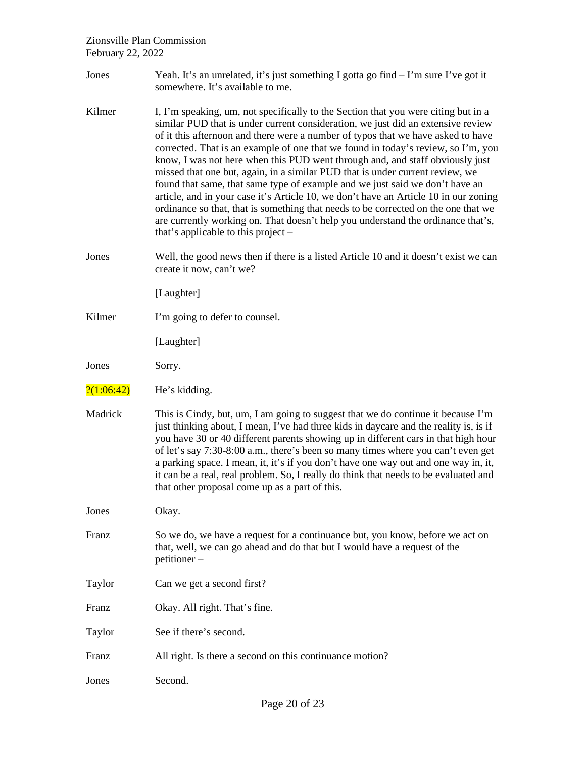Jones Yeah. It's an unrelated, it's just something I gotta go find – I'm sure I've got it somewhere. It's available to me.

Kilmer I, I'm speaking, um, not specifically to the Section that you were citing but in a similar PUD that is under current consideration, we just did an extensive review of it this afternoon and there were a number of typos that we have asked to have corrected. That is an example of one that we found in today's review, so I'm, you know, I was not here when this PUD went through and, and staff obviously just missed that one but, again, in a similar PUD that is under current review, we found that same, that same type of example and we just said we don't have an article, and in your case it's Article 10, we don't have an Article 10 in our zoning ordinance so that, that is something that needs to be corrected on the one that we are currently working on. That doesn't help you understand the ordinance that's, that's applicable to this project –

Jones Well, the good news then if there is a listed Article 10 and it doesn't exist we can create it now, can't we?

[Laughter]

Kilmer I'm going to defer to counsel.

[Laughter]

Jones Sorry.

?(1:06:42) He's kidding.

Madrick This is Cindy, but, um, I am going to suggest that we do continue it because I'm just thinking about, I mean, I've had three kids in daycare and the reality is, is if you have 30 or 40 different parents showing up in different cars in that high hour of let's say 7:30-8:00 a.m., there's been so many times where you can't even get a parking space. I mean, it, it's if you don't have one way out and one way in, it, it can be a real, real problem. So, I really do think that needs to be evaluated and that other proposal come up as a part of this.

Jones Okay.

Franz So we do, we have a request for a continuance but, you know, before we act on that, well, we can go ahead and do that but I would have a request of the petitioner –

Taylor Can we get a second first?

Franz Okay. All right. That's fine.

Taylor See if there's second.

Franz All right. Is there a second on this continuance motion?

Jones Second.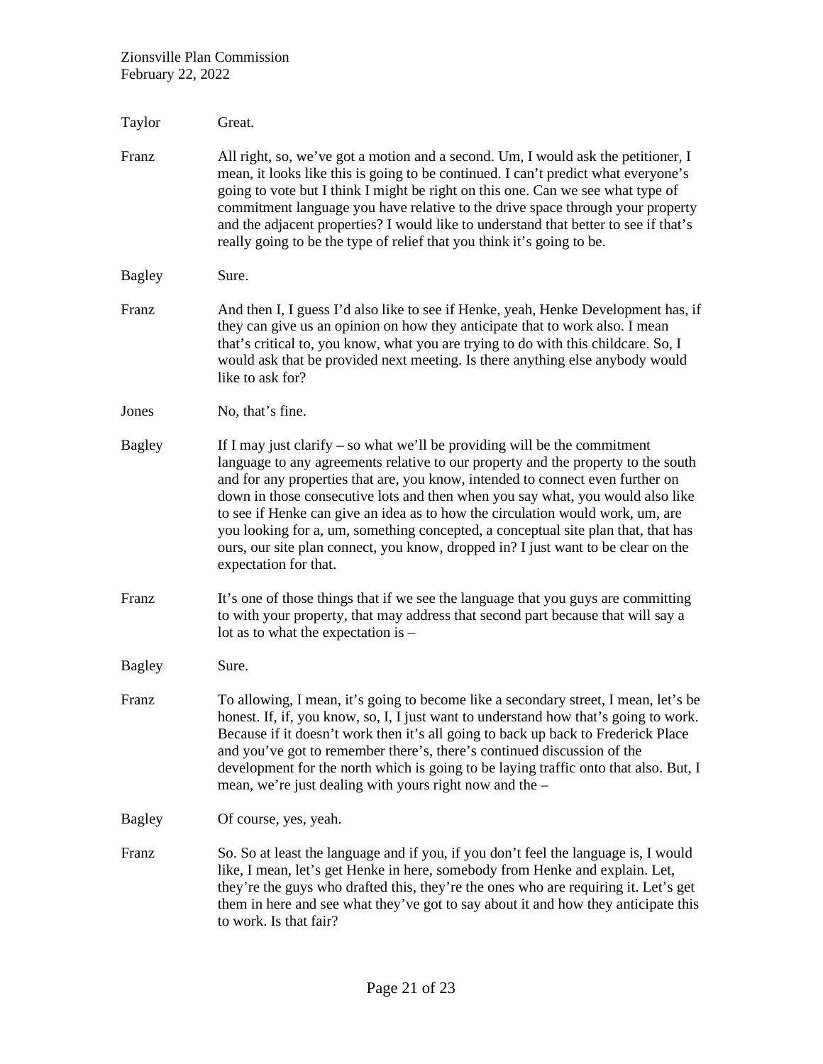Taylor Great.

Franz All right, so, we've got a motion and a second. Um, I would ask the petitioner, I mean, it looks like this is going to be continued. I can't predict what everyone's going to vote but I think I might be right on this one. Can we see what type of commitment language you have relative to the drive space through your property and the adjacent properties? I would like to understand that better to see if that's really going to be the type of relief that you think it's going to be.

Bagley Sure.

Franz And then I, I guess I'd also like to see if Henke, yeah, Henke Development has, if they can give us an opinion on how they anticipate that to work also. I mean that's critical to, you know, what you are trying to do with this childcare. So, I would ask that be provided next meeting. Is there anything else anybody would like to ask for?

Jones No, that's fine.

Bagley If I may just clarify – so what we'll be providing will be the commitment language to any agreements relative to our property and the property to the south and for any properties that are, you know, intended to connect even further on down in those consecutive lots and then when you say what, you would also like to see if Henke can give an idea as to how the circulation would work, um, are you looking for a, um, something concepted, a conceptual site plan that, that has ours, our site plan connect, you know, dropped in? I just want to be clear on the expectation for that.

Franz It's one of those things that if we see the language that you guys are committing to with your property, that may address that second part because that will say a lot as to what the expectation is –

Bagley Sure.

Franz To allowing, I mean, it's going to become like a secondary street, I mean, let's be honest. If, if, you know, so, I, I just want to understand how that's going to work. Because if it doesn't work then it's all going to back up back to Frederick Place and you've got to remember there's, there's continued discussion of the development for the north which is going to be laying traffic onto that also. But, I mean, we're just dealing with yours right now and the –

Bagley Of course, yes, yeah.

Franz So. So at least the language and if you, if you don't feel the language is, I would like, I mean, let's get Henke in here, somebody from Henke and explain. Let, they're the guys who drafted this, they're the ones who are requiring it. Let's get them in here and see what they've got to say about it and how they anticipate this to work. Is that fair?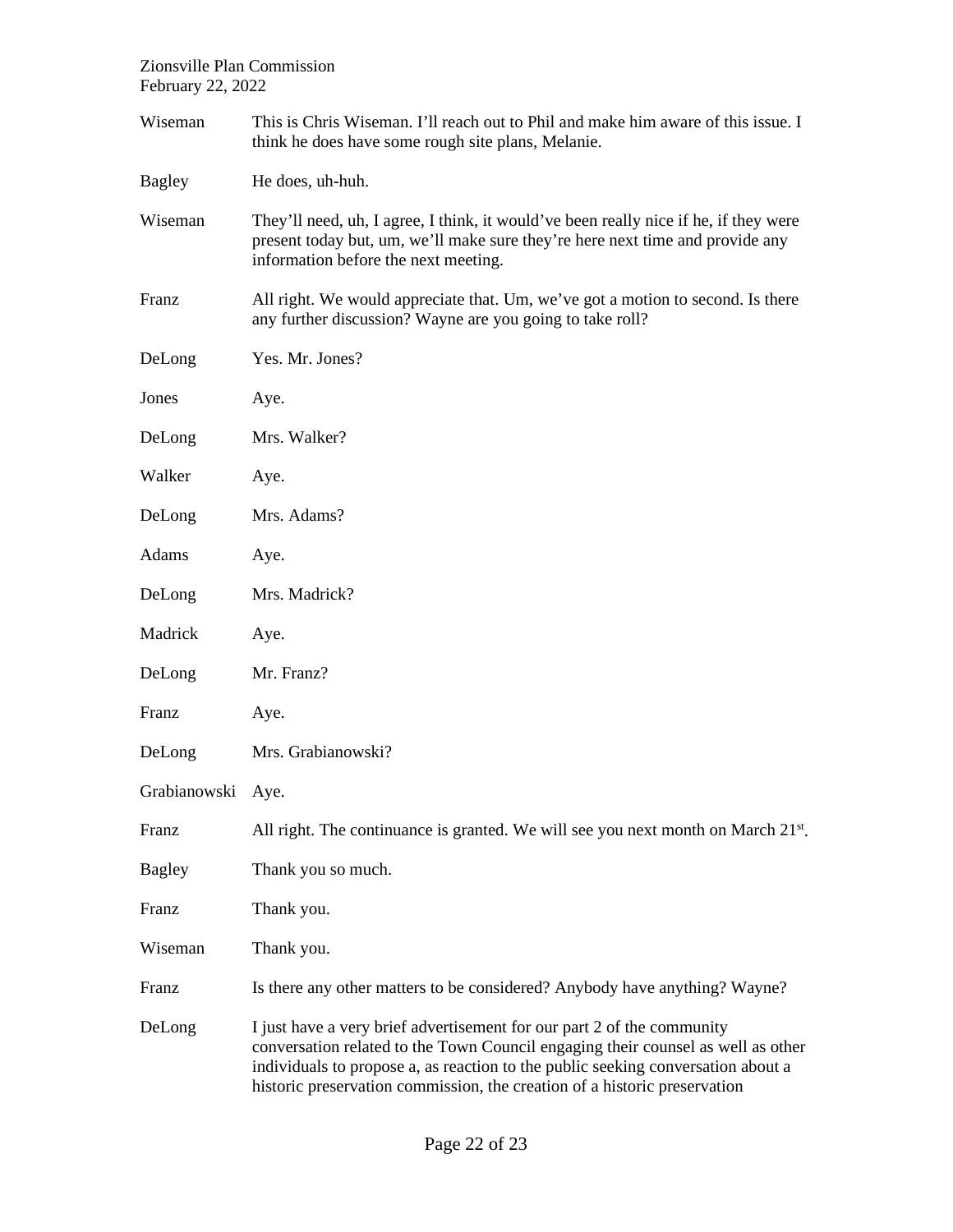| | |
|---|---|
| Wiseman | This is Chris Wiseman. I'll reach out to Phil and make him aware of this issue. I think he does have some rough site plans, Melanie. |
| Bagley | He does, uh-huh. |
| Wiseman | They'll need, uh, I agree, I think, it would've been really nice if he, if they were present today but, um, we'll make sure they're here next time and provide any information before the next meeting. |
| Franz | All right. We would appreciate that. Um, we've got a motion to second. Is there any further discussion? Wayne are you going to take roll? |
| DeLong | Yes. Mr. Jones? |
| Jones | Aye. |
| DeLong | Mrs. Walker? |
| Walker | Aye. |
| DeLong | Mrs. Adams? |
| Adams | Aye. |
| DeLong | Mrs. Madrick? |
| Madrick | Aye. |
| DeLong | Mr. Franz? |
| Franz | Aye. |
| DeLong | Mrs. Grabianowski? |
| Grabianowski | Aye. |
| Franz | All right. The continuance is granted. We will see you next month on March 21st. |
| Bagley | Thank you so much. |
| Franz | Thank you. |
| Wiseman | Thank you. |
| Franz | Is there any other matters to be considered? Anybody have anything? Wayne? |
| DeLong | I just have a very brief advertisement for our part 2 of the community conversation related to the Town Council engaging their counsel as well as other individuals to propose a, as reaction to the public seeking conversation about a historic preservation commission, the creation of a historic preservation |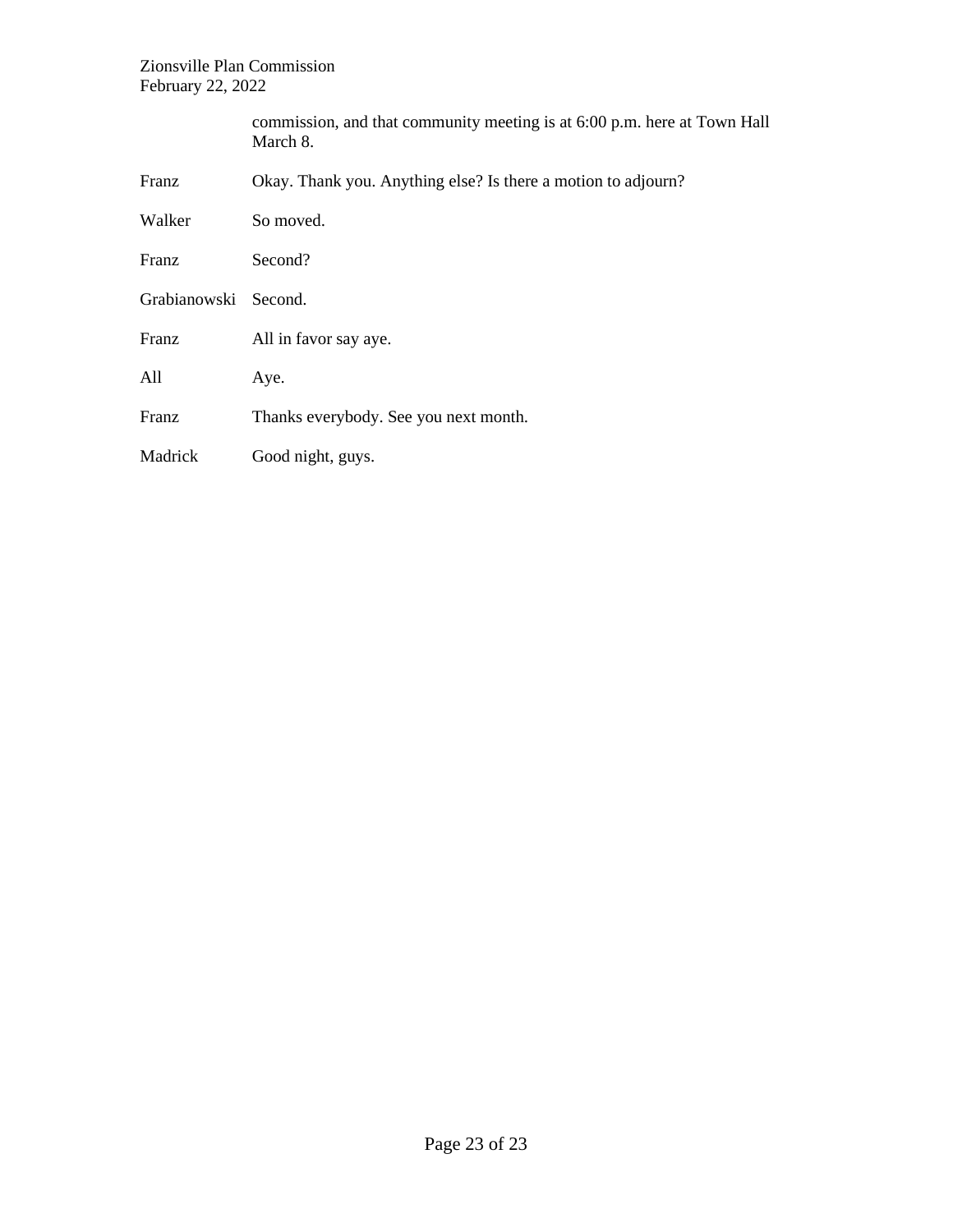| | |
|---|---|
| | commission, and that community meeting is at 6:00 p.m. here at Town Hall March 8. |
| Franz | Okay. Thank you. Anything else? Is there a motion to adjourn? |
| Walker | So moved. |
| Franz | Second? |
| Grabianowski | Second. |
| Franz | All in favor say aye. |
| All | Aye. |
| Franz | Thanks everybody. See you next month. |
| Madrick | Good night, guys. |